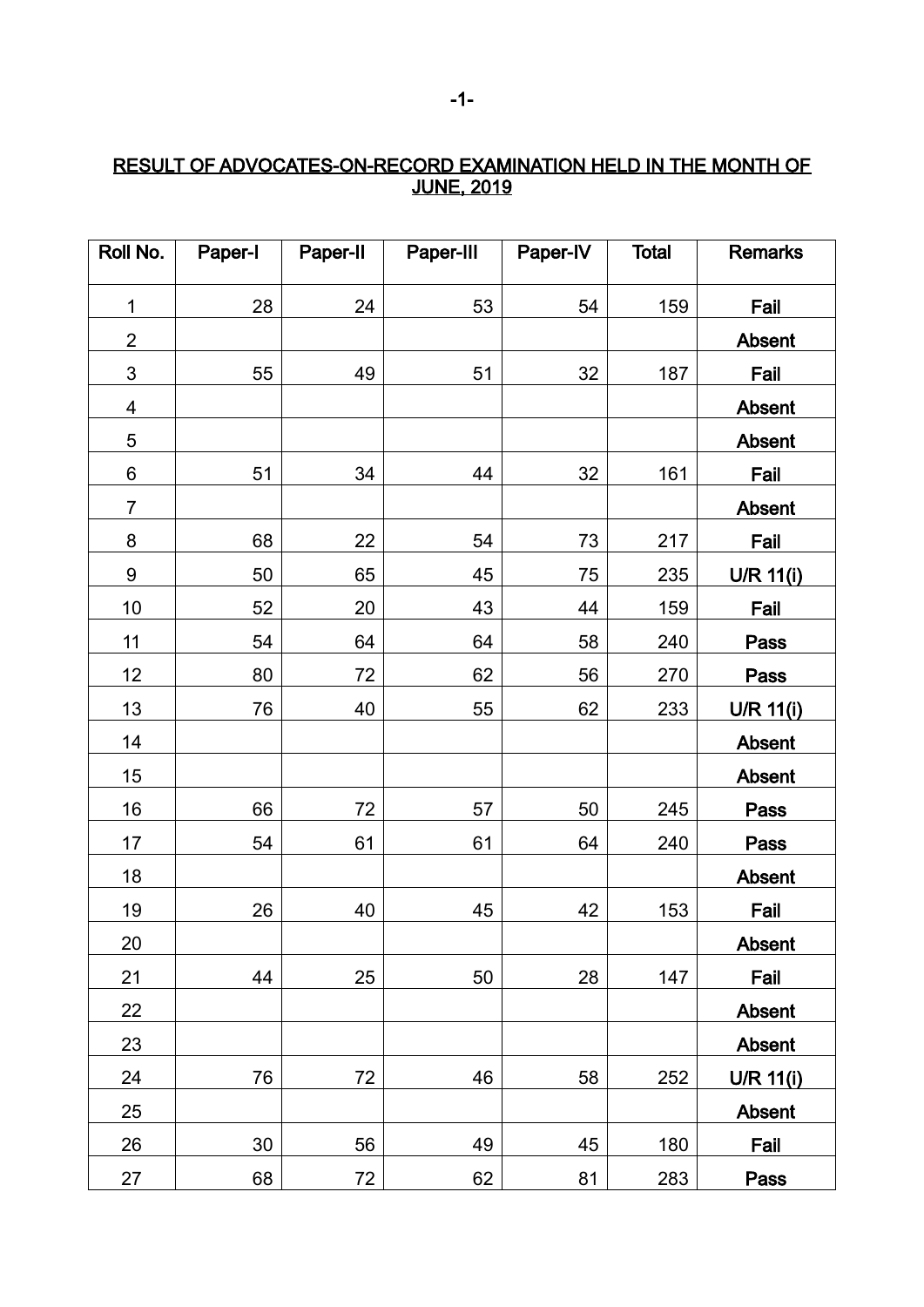# RESULT OF ADVOCATES-ON-RECORD EXAMINATION HELD IN THE MONTH OF JUNE, 2019

| Roll No. | Paper-I | Paper-II | Paper-III | Paper-IV | Total | Remarks |
|---|---|---|---|---|---|---|
| 1 | 28 | 24 | 53 | 54 | 159 | **Fail** |
| 2 | | | | | | **Absent** |
| 3 | 55 | 49 | 51 | 32 | 187 | **Fail** |
| 4 | | | | | | **Absent** |
| 5 | | | | | | **Absent** |
| 6 | 51 | 34 | 44 | 32 | 161 | **Fail** |
| 7 | | | | | | **Absent** |
| 8 | 68 | 22 | 54 | 73 | 217 | **Fail** |
| 9 | 50 | 65 | 45 | 75 | 235 | **U/R 11(i)** |
| 10 | 52 | 20 | 43 | 44 | 159 | **Fail** |
| 11 | 54 | 64 | 64 | 58 | 240 | **Pass** |
| 12 | 80 | 72 | 62 | 56 | 270 | **Pass** |
| 13 | 76 | 40 | 55 | 62 | 233 | **U/R 11(i)** |
| 14 | | | | | | **Absent** |
| 15 | | | | | | **Absent** |
| 16 | 66 | 72 | 57 | 50 | 245 | **Pass** |
| 17 | 54 | 61 | 61 | 64 | 240 | **Pass** |
| 18 | | | | | | **Absent** |
| 19 | 26 | 40 | 45 | 42 | 153 | **Fail** |
| 20 | | | | | | **Absent** |
| 21 | 44 | 25 | 50 | 28 | 147 | **Fail** |
| 22 | | | | | | **Absent** |
| 23 | | | | | | **Absent** |
| 24 | 76 | 72 | 46 | 58 | 252 | **U/R 11(i)** |
| 25 | | | | | | **Absent** |
| 26 | 30 | 56 | 49 | 45 | 180 | **Fail** |
| 27 | 68 | 72 | 62 | 81 | 283 | **Pass** |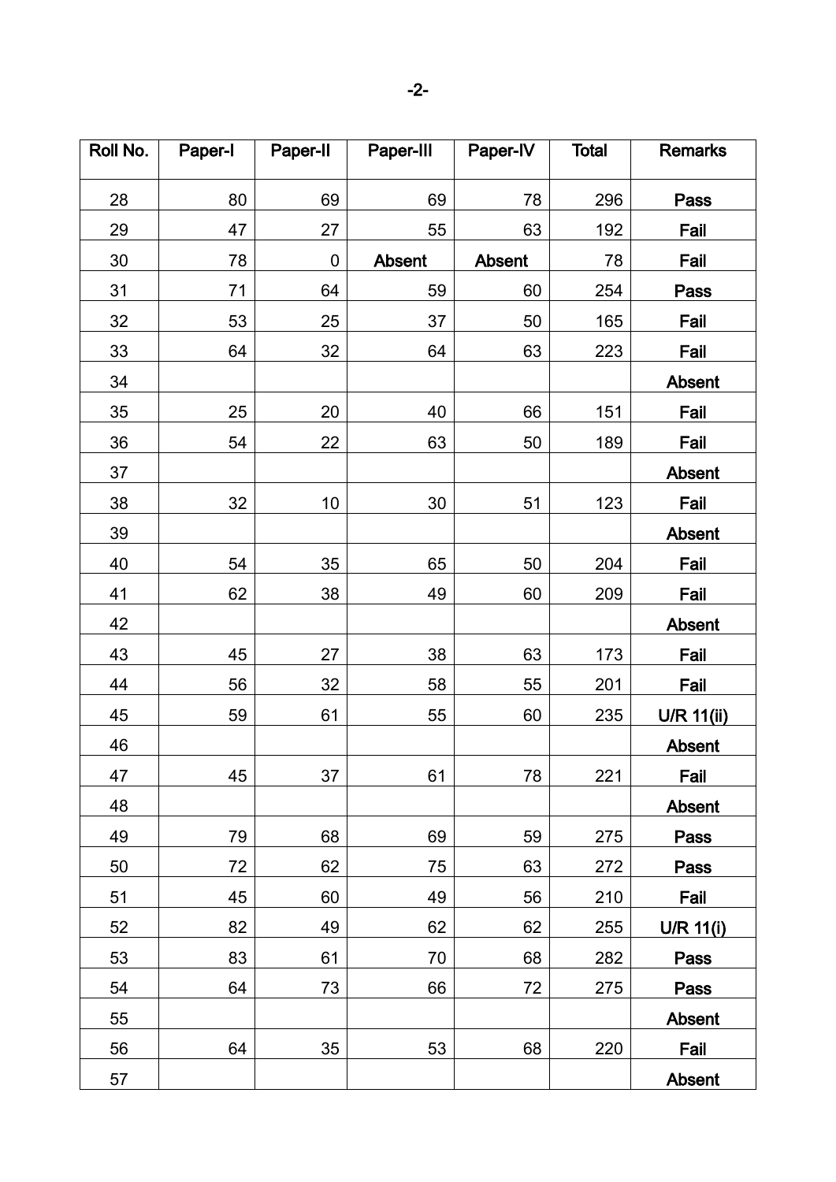| Roll No. | Paper-I | Paper-II | Paper-III | Paper-IV | Total | Remarks |
|---|---|---|---|---|---|---|
| 28 | 80 | 69 | 69 | 78 | 296 | **Pass** |
| 29 | 47 | 27 | 55 | 63 | 192 | **Fail** |
| 30 | 78 | 0 | **Absent** | **Absent** | 78 | **Fail** |
| 31 | 71 | 64 | 59 | 60 | 254 | **Pass** |
| 32 | 53 | 25 | 37 | 50 | 165 | **Fail** |
| 33 | 64 | 32 | 64 | 63 | 223 | **Fail** |
| 34 | | | | | | **Absent** |
| 35 | 25 | 20 | 40 | 66 | 151 | **Fail** |
| 36 | 54 | 22 | 63 | 50 | 189 | **Fail** |
| 37 | | | | | | **Absent** |
| 38 | 32 | 10 | 30 | 51 | 123 | **Fail** |
| 39 | | | | | | **Absent** |
| 40 | 54 | 35 | 65 | 50 | 204 | **Fail** |
| 41 | 62 | 38 | 49 | 60 | 209 | **Fail** |
| 42 | | | | | | **Absent** |
| 43 | 45 | 27 | 38 | 63 | 173 | **Fail** |
| 44 | 56 | 32 | 58 | 55 | 201 | **Fail** |
| 45 | 59 | 61 | 55 | 60 | 235 | **U/R 11(ii)** |
| 46 | | | | | | **Absent** |
| 47 | 45 | 37 | 61 | 78 | 221 | **Fail** |
| 48 | | | | | | **Absent** |
| 49 | 79 | 68 | 69 | 59 | 275 | **Pass** |
| 50 | 72 | 62 | 75 | 63 | 272 | **Pass** |
| 51 | 45 | 60 | 49 | 56 | 210 | **Fail** |
| 52 | 82 | 49 | 62 | 62 | 255 | **U/R 11(i)** |
| 53 | 83 | 61 | 70 | 68 | 282 | **Pass** |
| 54 | 64 | 73 | 66 | 72 | 275 | **Pass** |
| 55 | | | | | | **Absent** |
| 56 | 64 | 35 | 53 | 68 | 220 | **Fail** |
| 57 | | | | | | **Absent** |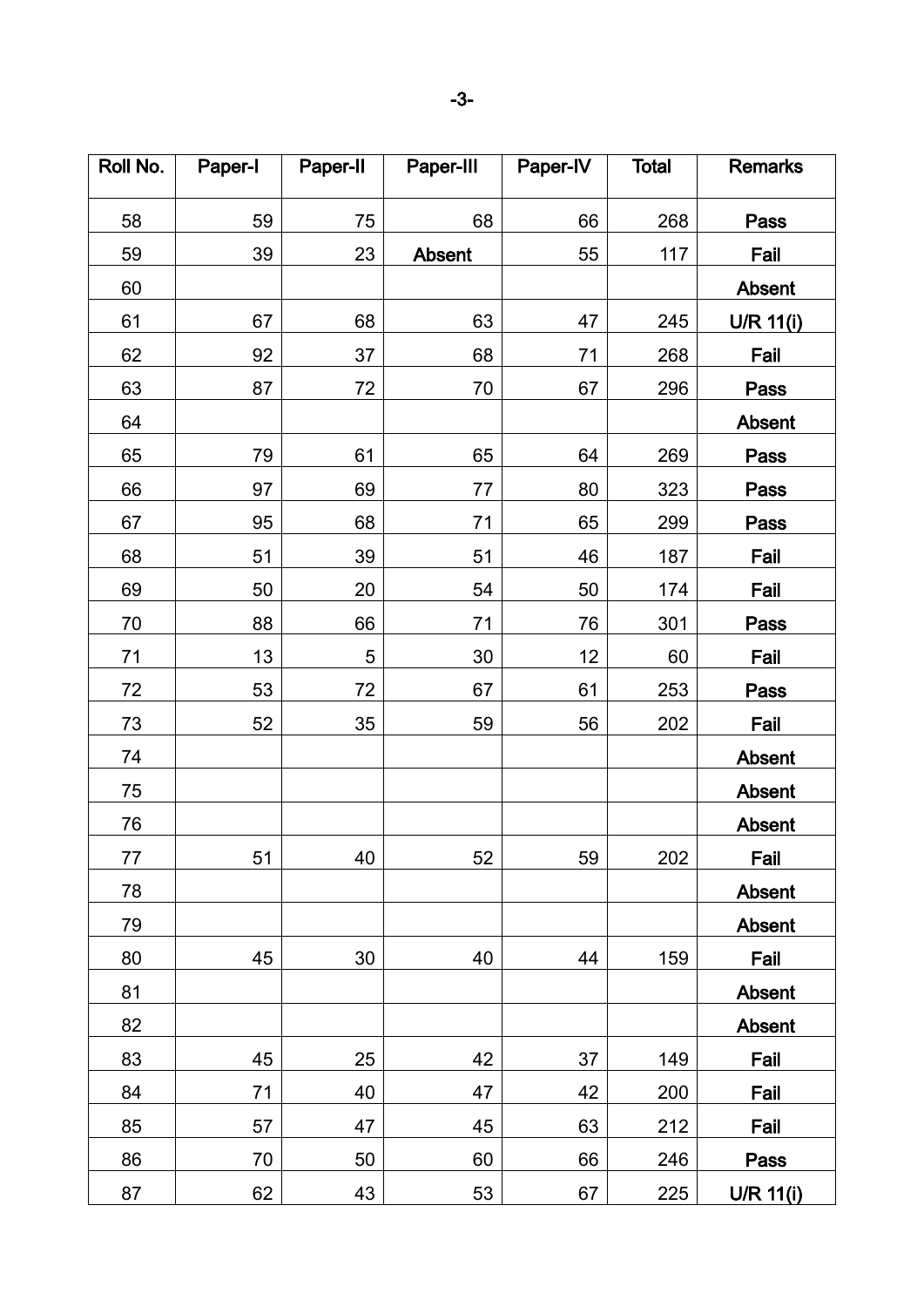| Roll No. | Paper-I | Paper-II | Paper-III | Paper-IV | Total | Remarks |
|---|---|---|---|---|---|---|
| 58 | 59 | 75 | 68 | 66 | 268 | **Pass** |
| 59 | 39 | 23 | **Absent** | 55 | 117 | **Fail** |
| 60 | | | | | | **Absent** |
| 61 | 67 | 68 | 63 | 47 | 245 | **U/R 11(i)** |
| 62 | 92 | 37 | 68 | 71 | 268 | **Fail** |
| 63 | 87 | 72 | 70 | 67 | 296 | **Pass** |
| 64 | | | | | | **Absent** |
| 65 | 79 | 61 | 65 | 64 | 269 | **Pass** |
| 66 | 97 | 69 | 77 | 80 | 323 | **Pass** |
| 67 | 95 | 68 | 71 | 65 | 299 | **Pass** |
| 68 | 51 | 39 | 51 | 46 | 187 | **Fail** |
| 69 | 50 | 20 | 54 | 50 | 174 | **Fail** |
| 70 | 88 | 66 | 71 | 76 | 301 | **Pass** |
| 71 | 13 | 5 | 30 | 12 | 60 | **Fail** |
| 72 | 53 | 72 | 67 | 61 | 253 | **Pass** |
| 73 | 52 | 35 | 59 | 56 | 202 | **Fail** |
| 74 | | | | | | **Absent** |
| 75 | | | | | | **Absent** |
| 76 | | | | | | **Absent** |
| 77 | 51 | 40 | 52 | 59 | 202 | **Fail** |
| 78 | | | | | | **Absent** |
| 79 | | | | | | **Absent** |
| 80 | 45 | 30 | 40 | 44 | 159 | **Fail** |
| 81 | | | | | | **Absent** |
| 82 | | | | | | **Absent** |
| 83 | 45 | 25 | 42 | 37 | 149 | **Fail** |
| 84 | 71 | 40 | 47 | 42 | 200 | **Fail** |
| 85 | 57 | 47 | 45 | 63 | 212 | **Fail** |
| 86 | 70 | 50 | 60 | 66 | 246 | **Pass** |
| 87 | 62 | 43 | 53 | 67 | 225 | **U/R 11(i)** |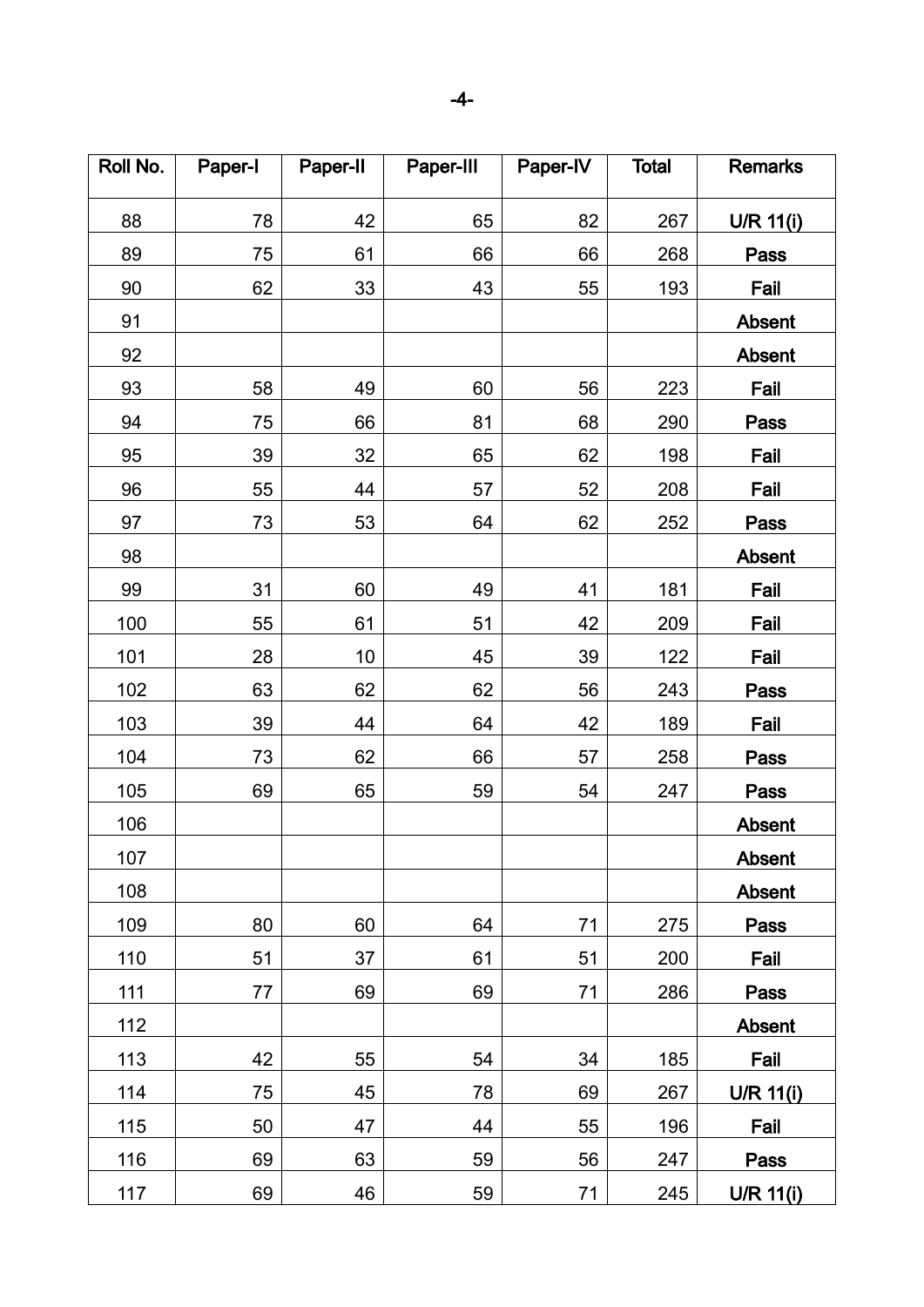| Roll No. | Paper-I | Paper-II | Paper-III | Paper-IV | Total | Remarks |
|---|---|---|---|---|---|---|
| 88 | 78 | 42 | 65 | 82 | 267 | **U/R 11(i)** |
| 89 | 75 | 61 | 66 | 66 | 268 | **Pass** |
| 90 | 62 | 33 | 43 | 55 | 193 | **Fail** |
| 91 | | | | | | **Absent** |
| 92 | | | | | | **Absent** |
| 93 | 58 | 49 | 60 | 56 | 223 | **Fail** |
| 94 | 75 | 66 | 81 | 68 | 290 | **Pass** |
| 95 | 39 | 32 | 65 | 62 | 198 | **Fail** |
| 96 | 55 | 44 | 57 | 52 | 208 | **Fail** |
| 97 | 73 | 53 | 64 | 62 | 252 | **Pass** |
| 98 | | | | | | **Absent** |
| 99 | 31 | 60 | 49 | 41 | 181 | **Fail** |
| 100 | 55 | 61 | 51 | 42 | 209 | **Fail** |
| 101 | 28 | 10 | 45 | 39 | 122 | **Fail** |
| 102 | 63 | 62 | 62 | 56 | 243 | **Pass** |
| 103 | 39 | 44 | 64 | 42 | 189 | **Fail** |
| 104 | 73 | 62 | 66 | 57 | 258 | **Pass** |
| 105 | 69 | 65 | 59 | 54 | 247 | **Pass** |
| 106 | | | | | | **Absent** |
| 107 | | | | | | **Absent** |
| 108 | | | | | | **Absent** |
| 109 | 80 | 60 | 64 | 71 | 275 | **Pass** |
| 110 | 51 | 37 | 61 | 51 | 200 | **Fail** |
| 111 | 77 | 69 | 69 | 71 | 286 | **Pass** |
| 112 | | | | | | **Absent** |
| 113 | 42 | 55 | 54 | 34 | 185 | **Fail** |
| 114 | 75 | 45 | 78 | 69 | 267 | **U/R 11(i)** |
| 115 | 50 | 47 | 44 | 55 | 196 | **Fail** |
| 116 | 69 | 63 | 59 | 56 | 247 | **Pass** |
| 117 | 69 | 46 | 59 | 71 | 245 | **U/R 11(i)** |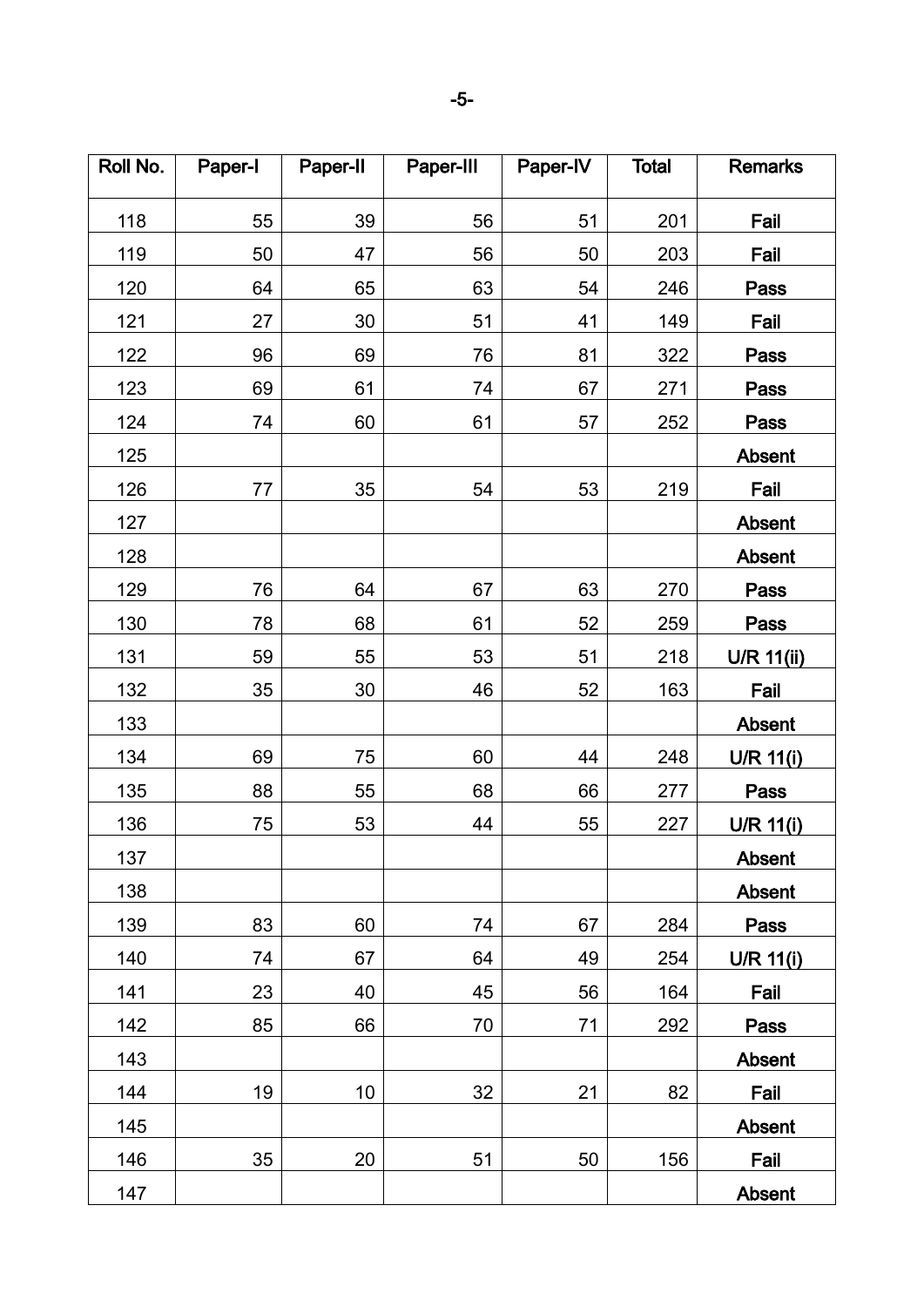| Roll No. | Paper-I | Paper-II | Paper-III | Paper-IV | Total | Remarks |
|---|---|---|---|---|---|---|
| 118 | 55 | 39 | 56 | 51 | 201 | **Fail** |
| 119 | 50 | 47 | 56 | 50 | 203 | **Fail** |
| 120 | 64 | 65 | 63 | 54 | 246 | **Pass** |
| 121 | 27 | 30 | 51 | 41 | 149 | **Fail** |
| 122 | 96 | 69 | 76 | 81 | 322 | **Pass** |
| 123 | 69 | 61 | 74 | 67 | 271 | **Pass** |
| 124 | 74 | 60 | 61 | 57 | 252 | **Pass** |
| 125 | | | | | | **Absent** |
| 126 | 77 | 35 | 54 | 53 | 219 | **Fail** |
| 127 | | | | | | **Absent** |
| 128 | | | | | | **Absent** |
| 129 | 76 | 64 | 67 | 63 | 270 | **Pass** |
| 130 | 78 | 68 | 61 | 52 | 259 | **Pass** |
| 131 | 59 | 55 | 53 | 51 | 218 | **U/R 11(ii)** |
| 132 | 35 | 30 | 46 | 52 | 163 | **Fail** |
| 133 | | | | | | **Absent** |
| 134 | 69 | 75 | 60 | 44 | 248 | **U/R 11(i)** |
| 135 | 88 | 55 | 68 | 66 | 277 | **Pass** |
| 136 | 75 | 53 | 44 | 55 | 227 | **U/R 11(i)** |
| 137 | | | | | | **Absent** |
| 138 | | | | | | **Absent** |
| 139 | 83 | 60 | 74 | 67 | 284 | **Pass** |
| 140 | 74 | 67 | 64 | 49 | 254 | **U/R 11(i)** |
| 141 | 23 | 40 | 45 | 56 | 164 | **Fail** |
| 142 | 85 | 66 | 70 | 71 | 292 | **Pass** |
| 143 | | | | | | **Absent** |
| 144 | 19 | 10 | 32 | 21 | 82 | **Fail** |
| 145 | | | | | | **Absent** |
| 146 | 35 | 20 | 51 | 50 | 156 | **Fail** |
| 147 | | | | | | **Absent** |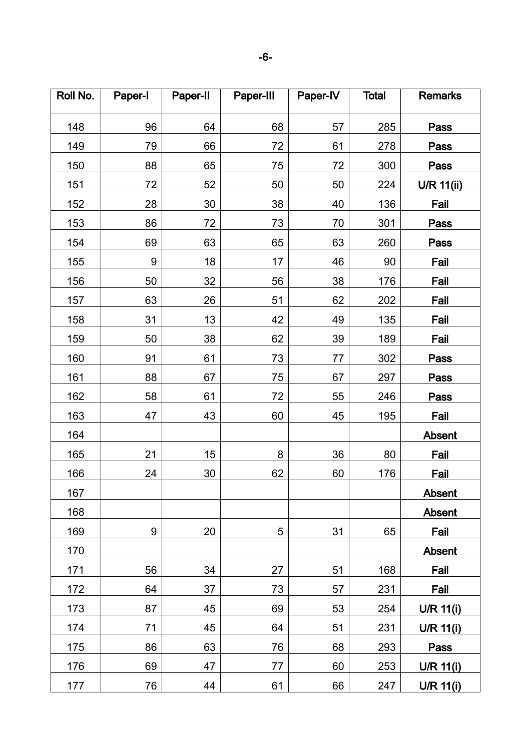| Roll No. | Paper-I | Paper-II | Paper-III | Paper-IV | Total | Remarks |
|---|---|---|---|---|---|---|
| 148 | 96 | 64 | 68 | 57 | 285 | **Pass** |
| 149 | 79 | 66 | 72 | 61 | 278 | **Pass** |
| 150 | 88 | 65 | 75 | 72 | 300 | **Pass** |
| 151 | 72 | 52 | 50 | 50 | 224 | **U/R 11(ii)** |
| 152 | 28 | 30 | 38 | 40 | 136 | **Fail** |
| 153 | 86 | 72 | 73 | 70 | 301 | **Pass** |
| 154 | 69 | 63 | 65 | 63 | 260 | **Pass** |
| 155 | 9 | 18 | 17 | 46 | 90 | **Fail** |
| 156 | 50 | 32 | 56 | 38 | 176 | **Fail** |
| 157 | 63 | 26 | 51 | 62 | 202 | **Fail** |
| 158 | 31 | 13 | 42 | 49 | 135 | **Fail** |
| 159 | 50 | 38 | 62 | 39 | 189 | **Fail** |
| 160 | 91 | 61 | 73 | 77 | 302 | **Pass** |
| 161 | 88 | 67 | 75 | 67 | 297 | **Pass** |
| 162 | 58 | 61 | 72 | 55 | 246 | **Pass** |
| 163 | 47 | 43 | 60 | 45 | 195 | **Fail** |
| 164 | | | | | | **Absent** |
| 165 | 21 | 15 | 8 | 36 | 80 | **Fail** |
| 166 | 24 | 30 | 62 | 60 | 176 | **Fail** |
| 167 | | | | | | **Absent** |
| 168 | | | | | | **Absent** |
| 169 | 9 | 20 | 5 | 31 | 65 | **Fail** |
| 170 | | | | | | **Absent** |
| 171 | 56 | 34 | 27 | 51 | 168 | **Fail** |
| 172 | 64 | 37 | 73 | 57 | 231 | **Fail** |
| 173 | 87 | 45 | 69 | 53 | 254 | **U/R 11(i)** |
| 174 | 71 | 45 | 64 | 51 | 231 | **U/R 11(i)** |
| 175 | 86 | 63 | 76 | 68 | 293 | **Pass** |
| 176 | 69 | 47 | 77 | 60 | 253 | **U/R 11(i)** |
| 177 | 76 | 44 | 61 | 66 | 247 | **U/R 11(i)** |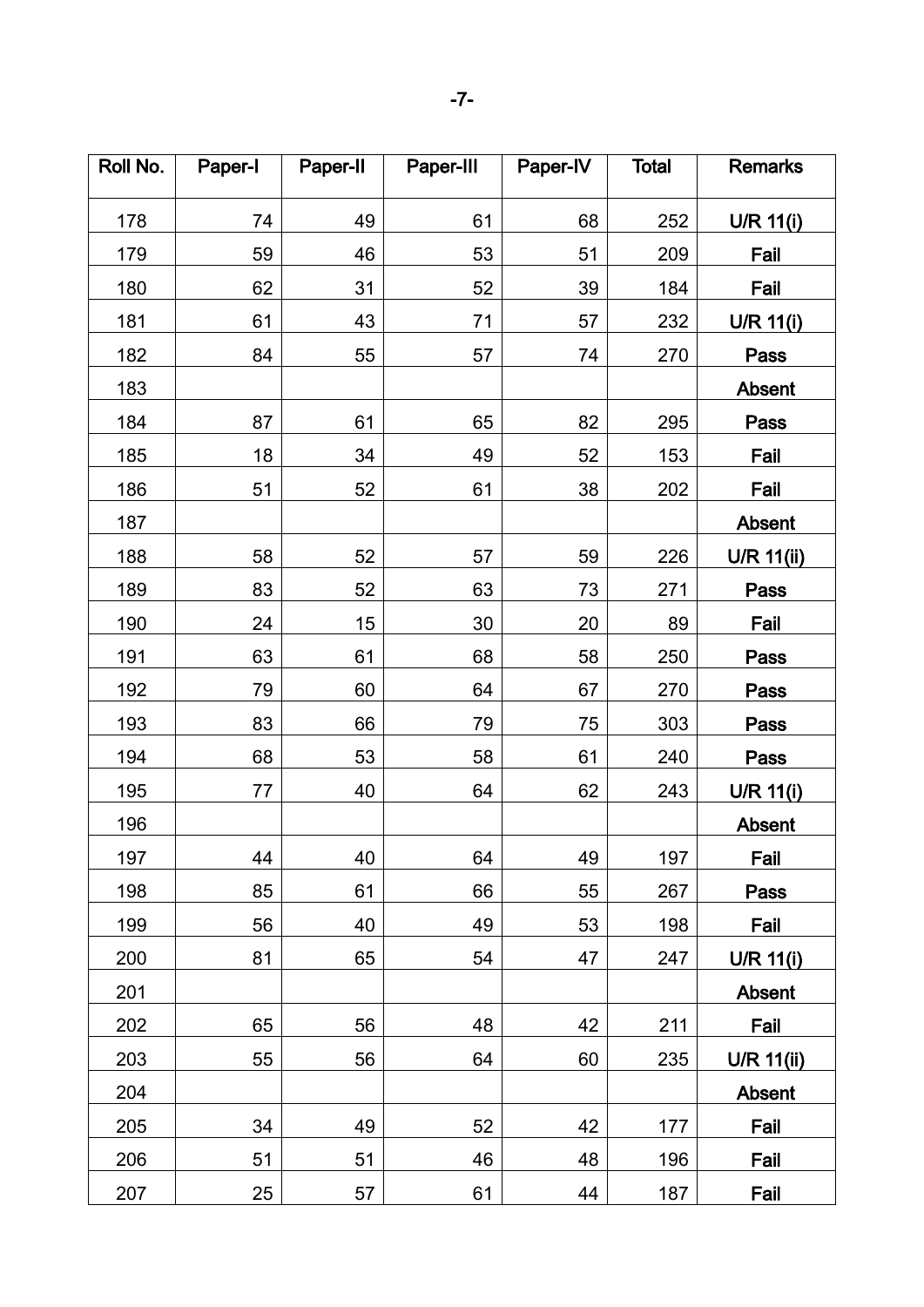| Roll No. | Paper-I | Paper-II | Paper-III | Paper-IV | Total | Remarks |
|---|---|---|---|---|---|---|
| 178 | 74 | 49 | 61 | 68 | 252 | **U/R 11(i)** |
| 179 | 59 | 46 | 53 | 51 | 209 | **Fail** |
| 180 | 62 | 31 | 52 | 39 | 184 | **Fail** |
| 181 | 61 | 43 | 71 | 57 | 232 | **U/R 11(i)** |
| 182 | 84 | 55 | 57 | 74 | 270 | **Pass** |
| 183 | | | | | | **Absent** |
| 184 | 87 | 61 | 65 | 82 | 295 | **Pass** |
| 185 | 18 | 34 | 49 | 52 | 153 | **Fail** |
| 186 | 51 | 52 | 61 | 38 | 202 | **Fail** |
| 187 | | | | | | **Absent** |
| 188 | 58 | 52 | 57 | 59 | 226 | **U/R 11(ii)** |
| 189 | 83 | 52 | 63 | 73 | 271 | **Pass** |
| 190 | 24 | 15 | 30 | 20 | 89 | **Fail** |
| 191 | 63 | 61 | 68 | 58 | 250 | **Pass** |
| 192 | 79 | 60 | 64 | 67 | 270 | **Pass** |
| 193 | 83 | 66 | 79 | 75 | 303 | **Pass** |
| 194 | 68 | 53 | 58 | 61 | 240 | **Pass** |
| 195 | 77 | 40 | 64 | 62 | 243 | **U/R 11(i)** |
| 196 | | | | | | **Absent** |
| 197 | 44 | 40 | 64 | 49 | 197 | **Fail** |
| 198 | 85 | 61 | 66 | 55 | 267 | **Pass** |
| 199 | 56 | 40 | 49 | 53 | 198 | **Fail** |
| 200 | 81 | 65 | 54 | 47 | 247 | **U/R 11(i)** |
| 201 | | | | | | **Absent** |
| 202 | 65 | 56 | 48 | 42 | 211 | **Fail** |
| 203 | 55 | 56 | 64 | 60 | 235 | **U/R 11(ii)** |
| 204 | | | | | | **Absent** |
| 205 | 34 | 49 | 52 | 42 | 177 | **Fail** |
| 206 | 51 | 51 | 46 | 48 | 196 | **Fail** |
| 207 | 25 | 57 | 61 | 44 | 187 | **Fail** |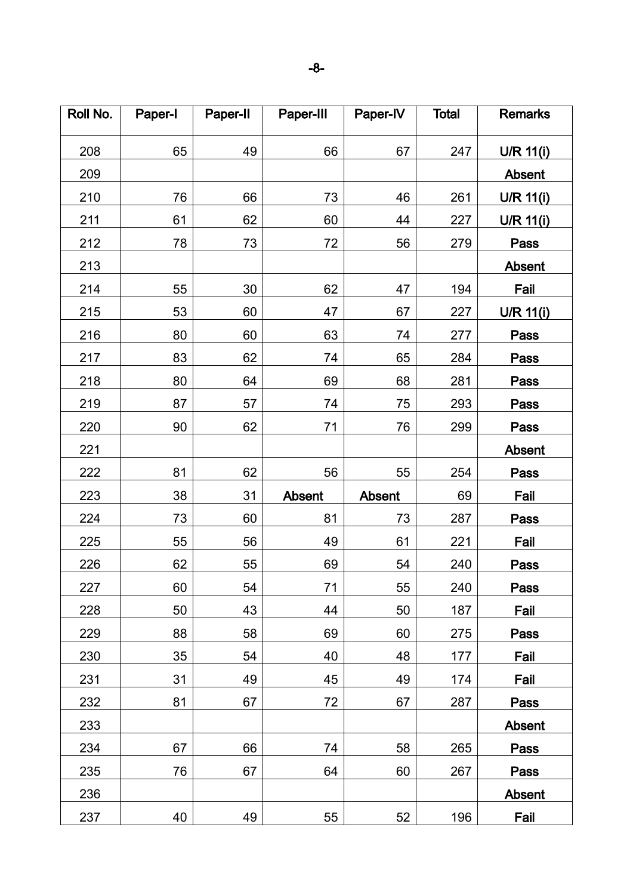| Roll No. | Paper-I | Paper-II | Paper-III | Paper-IV | Total | Remarks |
|---|---|---|---|---|---|---|
| 208 | 65 | 49 | 66 | 67 | 247 | U/R 11(i) |
| 209 | | | | | | Absent |
| 210 | 76 | 66 | 73 | 46 | 261 | U/R 11(i) |
| 211 | 61 | 62 | 60 | 44 | 227 | U/R 11(i) |
| 212 | 78 | 73 | 72 | 56 | 279 | Pass |
| 213 | | | | | | Absent |
| 214 | 55 | 30 | 62 | 47 | 194 | Fail |
| 215 | 53 | 60 | 47 | 67 | 227 | U/R 11(i) |
| 216 | 80 | 60 | 63 | 74 | 277 | Pass |
| 217 | 83 | 62 | 74 | 65 | 284 | Pass |
| 218 | 80 | 64 | 69 | 68 | 281 | Pass |
| 219 | 87 | 57 | 74 | 75 | 293 | Pass |
| 220 | 90 | 62 | 71 | 76 | 299 | Pass |
| 221 | | | | | | Absent |
| 222 | 81 | 62 | 56 | 55 | 254 | Pass |
| 223 | 38 | 31 | Absent | Absent | 69 | Fail |
| 224 | 73 | 60 | 81 | 73 | 287 | Pass |
| 225 | 55 | 56 | 49 | 61 | 221 | Fail |
| 226 | 62 | 55 | 69 | 54 | 240 | Pass |
| 227 | 60 | 54 | 71 | 55 | 240 | Pass |
| 228 | 50 | 43 | 44 | 50 | 187 | Fail |
| 229 | 88 | 58 | 69 | 60 | 275 | Pass |
| 230 | 35 | 54 | 40 | 48 | 177 | Fail |
| 231 | 31 | 49 | 45 | 49 | 174 | Fail |
| 232 | 81 | 67 | 72 | 67 | 287 | Pass |
| 233 | | | | | | Absent |
| 234 | 67 | 66 | 74 | 58 | 265 | Pass |
| 235 | 76 | 67 | 64 | 60 | 267 | Pass |
| 236 | | | | | | Absent |
| 237 | 40 | 49 | 55 | 52 | 196 | Fail |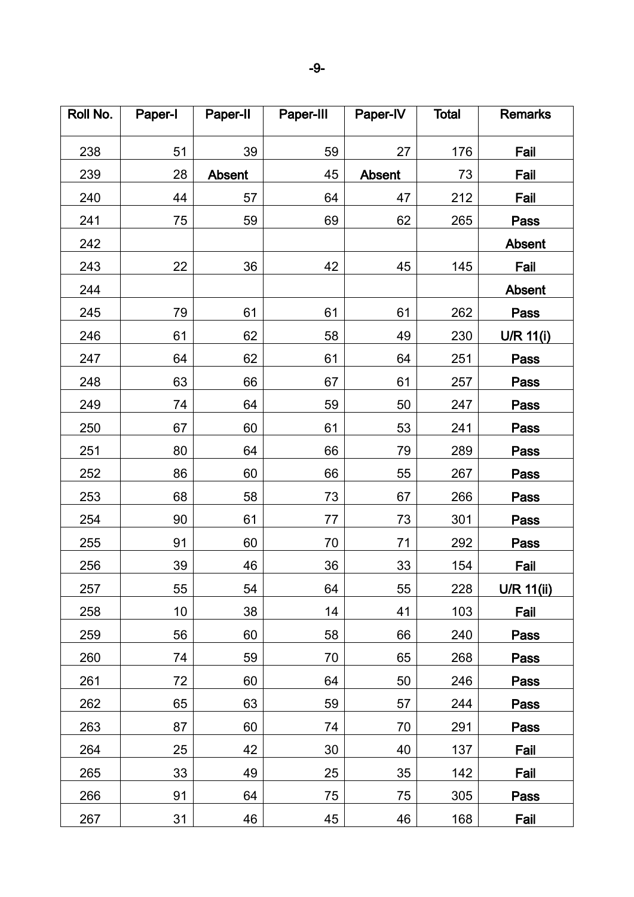| Roll No. | Paper-I | Paper-II | Paper-III | Paper-IV | Total | Remarks |
|---|---|---|---|---|---|---|
| 238 | 51 | 39 | 59 | 27 | 176 | **Fail** |
| 239 | 28 | **Absent** | 45 | **Absent** | 73 | **Fail** |
| 240 | 44 | 57 | 64 | 47 | 212 | **Fail** |
| 241 | 75 | 59 | 69 | 62 | 265 | **Pass** |
| 242 | | | | | | **Absent** |
| 243 | 22 | 36 | 42 | 45 | 145 | **Fail** |
| 244 | | | | | | **Absent** |
| 245 | 79 | 61 | 61 | 61 | 262 | **Pass** |
| 246 | 61 | 62 | 58 | 49 | 230 | **U/R 11(i)** |
| 247 | 64 | 62 | 61 | 64 | 251 | **Pass** |
| 248 | 63 | 66 | 67 | 61 | 257 | **Pass** |
| 249 | 74 | 64 | 59 | 50 | 247 | **Pass** |
| 250 | 67 | 60 | 61 | 53 | 241 | **Pass** |
| 251 | 80 | 64 | 66 | 79 | 289 | **Pass** |
| 252 | 86 | 60 | 66 | 55 | 267 | **Pass** |
| 253 | 68 | 58 | 73 | 67 | 266 | **Pass** |
| 254 | 90 | 61 | 77 | 73 | 301 | **Pass** |
| 255 | 91 | 60 | 70 | 71 | 292 | **Pass** |
| 256 | 39 | 46 | 36 | 33 | 154 | **Fail** |
| 257 | 55 | 54 | 64 | 55 | 228 | **U/R 11(ii)** |
| 258 | 10 | 38 | 14 | 41 | 103 | **Fail** |
| 259 | 56 | 60 | 58 | 66 | 240 | **Pass** |
| 260 | 74 | 59 | 70 | 65 | 268 | **Pass** |
| 261 | 72 | 60 | 64 | 50 | 246 | **Pass** |
| 262 | 65 | 63 | 59 | 57 | 244 | **Pass** |
| 263 | 87 | 60 | 74 | 70 | 291 | **Pass** |
| 264 | 25 | 42 | 30 | 40 | 137 | **Fail** |
| 265 | 33 | 49 | 25 | 35 | 142 | **Fail** |
| 266 | 91 | 64 | 75 | 75 | 305 | **Pass** |
| 267 | 31 | 46 | 45 | 46 | 168 | **Fail** |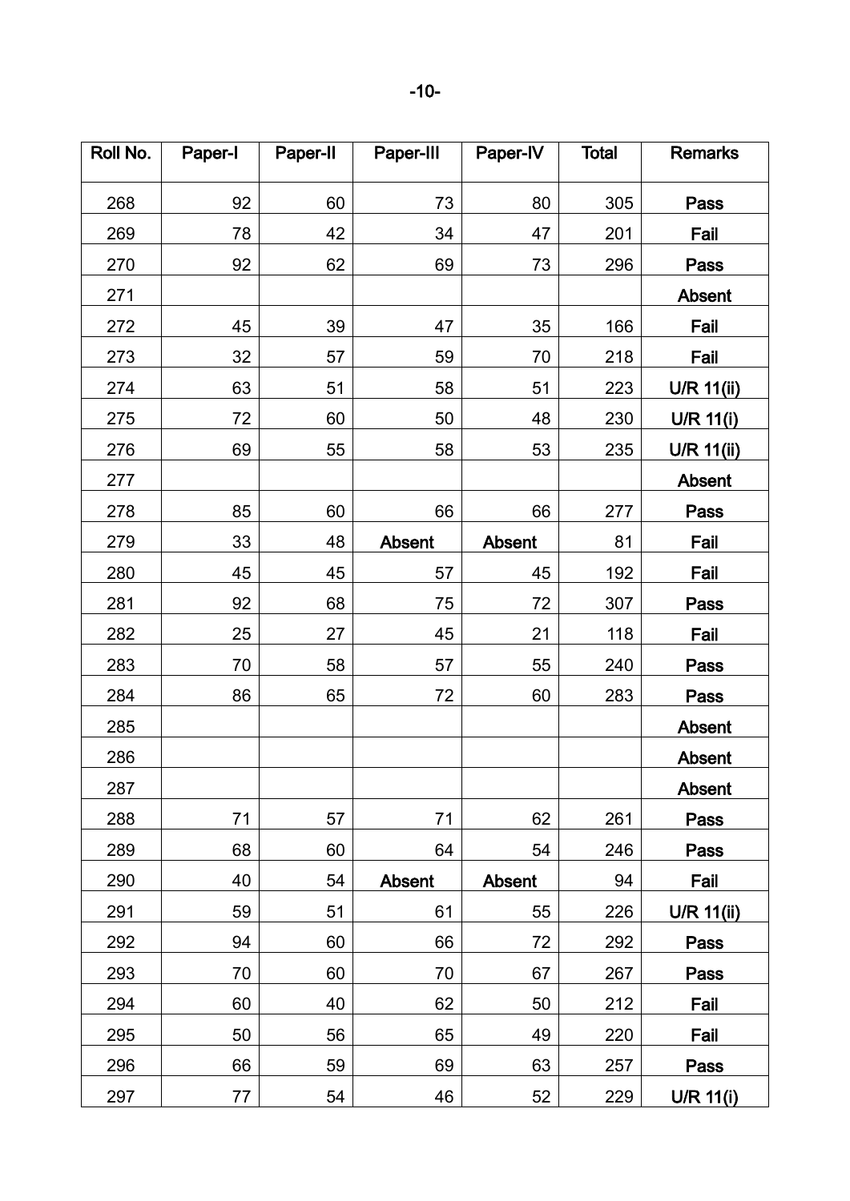| Roll No. | Paper-I | Paper-II | Paper-III | Paper-IV | Total | Remarks |
|---|---|---|---|---|---|---|
| 268 | 92 | 60 | 73 | 80 | 305 | **Pass** |
| 269 | 78 | 42 | 34 | 47 | 201 | **Fail** |
| 270 | 92 | 62 | 69 | 73 | 296 | **Pass** |
| 271 | | | | | | **Absent** |
| 272 | 45 | 39 | 47 | 35 | 166 | **Fail** |
| 273 | 32 | 57 | 59 | 70 | 218 | **Fail** |
| 274 | 63 | 51 | 58 | 51 | 223 | **U/R 11(ii)** |
| 275 | 72 | 60 | 50 | 48 | 230 | **U/R 11(i)** |
| 276 | 69 | 55 | 58 | 53 | 235 | **U/R 11(ii)** |
| 277 | | | | | | **Absent** |
| 278 | 85 | 60 | 66 | 66 | 277 | **Pass** |
| 279 | 33 | 48 | **Absent** | **Absent** | 81 | **Fail** |
| 280 | 45 | 45 | 57 | 45 | 192 | **Fail** |
| 281 | 92 | 68 | 75 | 72 | 307 | **Pass** |
| 282 | 25 | 27 | 45 | 21 | 118 | **Fail** |
| 283 | 70 | 58 | 57 | 55 | 240 | **Pass** |
| 284 | 86 | 65 | 72 | 60 | 283 | **Pass** |
| 285 | | | | | | **Absent** |
| 286 | | | | | | **Absent** |
| 287 | | | | | | **Absent** |
| 288 | 71 | 57 | 71 | 62 | 261 | **Pass** |
| 289 | 68 | 60 | 64 | 54 | 246 | **Pass** |
| 290 | 40 | 54 | **Absent** | **Absent** | 94 | **Fail** |
| 291 | 59 | 51 | 61 | 55 | 226 | **U/R 11(ii)** |
| 292 | 94 | 60 | 66 | 72 | 292 | **Pass** |
| 293 | 70 | 60 | 70 | 67 | 267 | **Pass** |
| 294 | 60 | 40 | 62 | 50 | 212 | **Fail** |
| 295 | 50 | 56 | 65 | 49 | 220 | **Fail** |
| 296 | 66 | 59 | 69 | 63 | 257 | **Pass** |
| 297 | 77 | 54 | 46 | 52 | 229 | **U/R 11(i)** |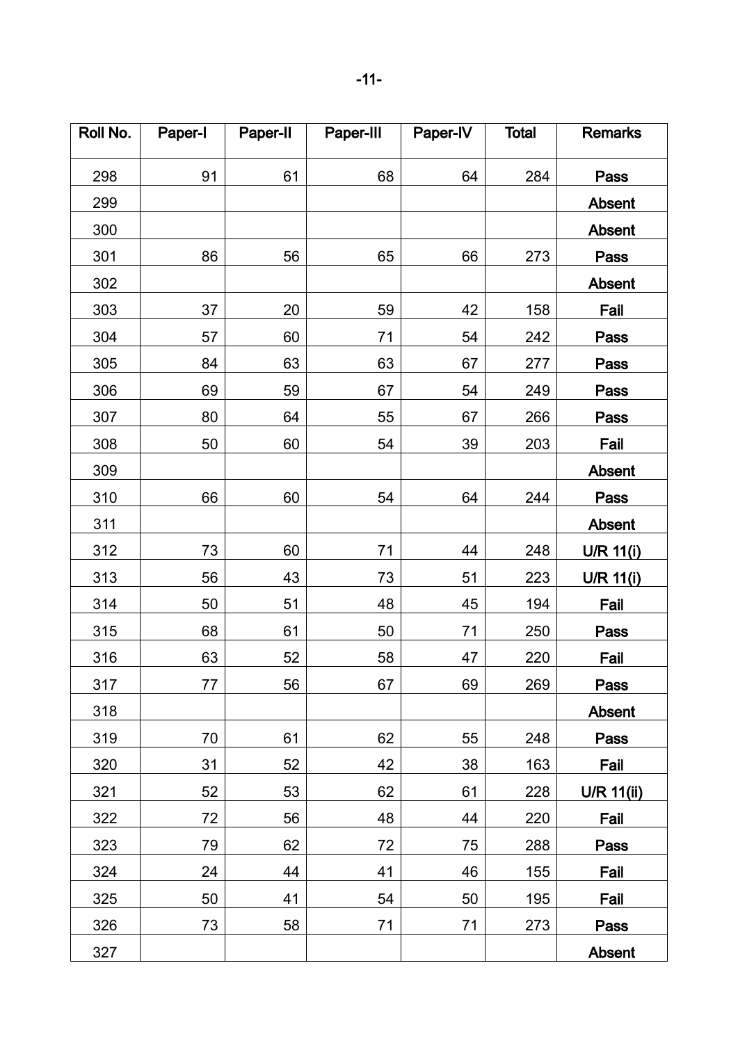| Roll No. | Paper-I | Paper-II | Paper-III | Paper-IV | Total | Remarks |
|---|---|---|---|---|---|---|
| 298 | 91 | 61 | 68 | 64 | 284 | Pass |
| 299 | | | | | | Absent |
| 300 | | | | | | Absent |
| 301 | 86 | 56 | 65 | 66 | 273 | Pass |
| 302 | | | | | | Absent |
| 303 | 37 | 20 | 59 | 42 | 158 | Fail |
| 304 | 57 | 60 | 71 | 54 | 242 | Pass |
| 305 | 84 | 63 | 63 | 67 | 277 | Pass |
| 306 | 69 | 59 | 67 | 54 | 249 | Pass |
| 307 | 80 | 64 | 55 | 67 | 266 | Pass |
| 308 | 50 | 60 | 54 | 39 | 203 | Fail |
| 309 | | | | | | Absent |
| 310 | 66 | 60 | 54 | 64 | 244 | Pass |
| 311 | | | | | | Absent |
| 312 | 73 | 60 | 71 | 44 | 248 | U/R 11(i) |
| 313 | 56 | 43 | 73 | 51 | 223 | U/R 11(i) |
| 314 | 50 | 51 | 48 | 45 | 194 | Fail |
| 315 | 68 | 61 | 50 | 71 | 250 | Pass |
| 316 | 63 | 52 | 58 | 47 | 220 | Fail |
| 317 | 77 | 56 | 67 | 69 | 269 | Pass |
| 318 | | | | | | Absent |
| 319 | 70 | 61 | 62 | 55 | 248 | Pass |
| 320 | 31 | 52 | 42 | 38 | 163 | Fail |
| 321 | 52 | 53 | 62 | 61 | 228 | U/R 11(ii) |
| 322 | 72 | 56 | 48 | 44 | 220 | Fail |
| 323 | 79 | 62 | 72 | 75 | 288 | Pass |
| 324 | 24 | 44 | 41 | 46 | 155 | Fail |
| 325 | 50 | 41 | 54 | 50 | 195 | Fail |
| 326 | 73 | 58 | 71 | 71 | 273 | Pass |
| 327 | | | | | | Absent |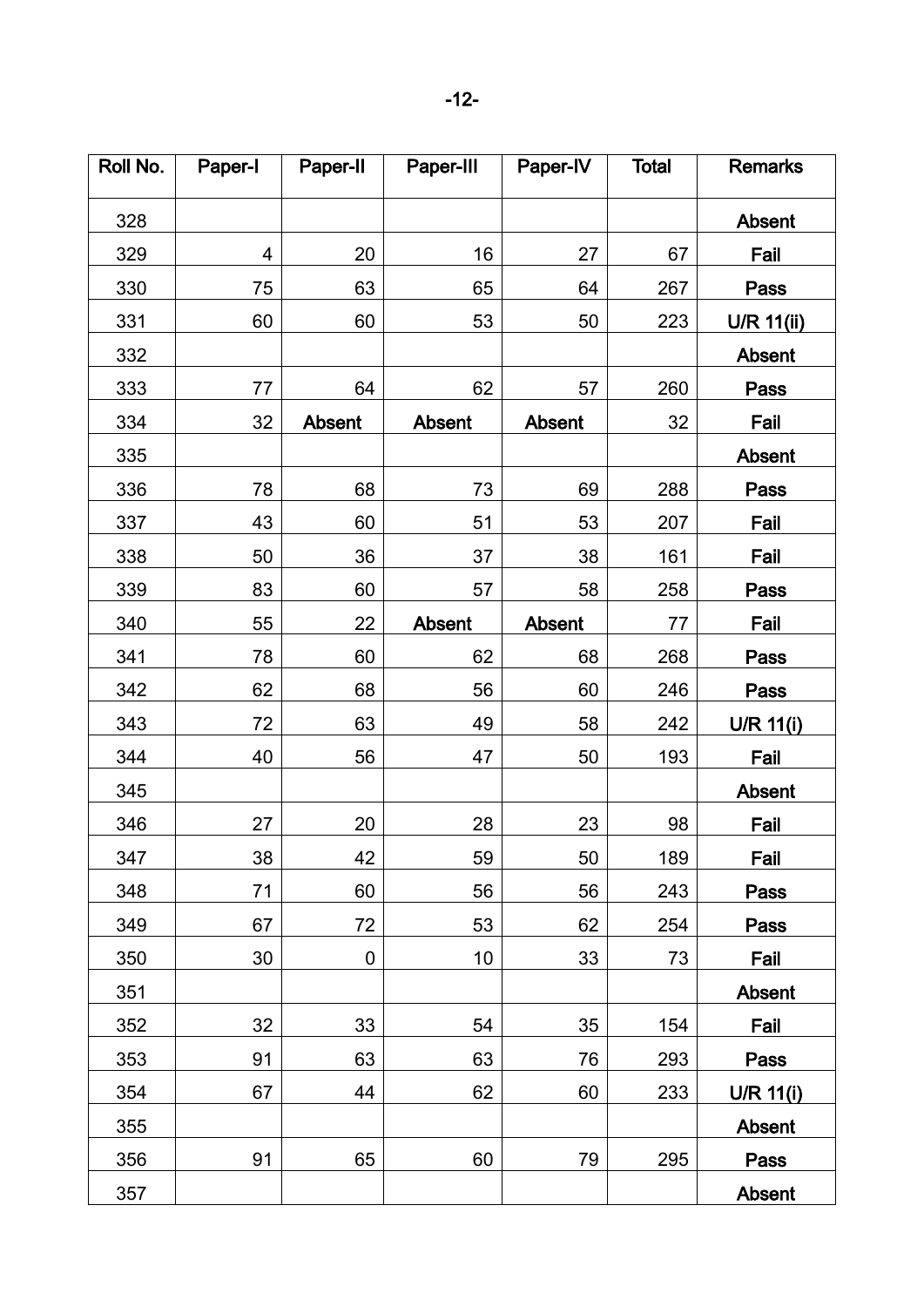| Roll No. | Paper-I | Paper-II | Paper-III | Paper-IV | Total | Remarks |
|---|---|---|---|---|---|---|
| 328 | | | | | | **Absent** |
| 329 | 4 | 20 | 16 | 27 | 67 | **Fail** |
| 330 | 75 | 63 | 65 | 64 | 267 | **Pass** |
| 331 | 60 | 60 | 53 | 50 | 223 | **U/R 11(ii)** |
| 332 | | | | | | **Absent** |
| 333 | 77 | 64 | 62 | 57 | 260 | **Pass** |
| 334 | 32 | **Absent** | **Absent** | **Absent** | 32 | **Fail** |
| 335 | | | | | | **Absent** |
| 336 | 78 | 68 | 73 | 69 | 288 | **Pass** |
| 337 | 43 | 60 | 51 | 53 | 207 | **Fail** |
| 338 | 50 | 36 | 37 | 38 | 161 | **Fail** |
| 339 | 83 | 60 | 57 | 58 | 258 | **Pass** |
| 340 | 55 | 22 | **Absent** | **Absent** | 77 | **Fail** |
| 341 | 78 | 60 | 62 | 68 | 268 | **Pass** |
| 342 | 62 | 68 | 56 | 60 | 246 | **Pass** |
| 343 | 72 | 63 | 49 | 58 | 242 | **U/R 11(i)** |
| 344 | 40 | 56 | 47 | 50 | 193 | **Fail** |
| 345 | | | | | | **Absent** |
| 346 | 27 | 20 | 28 | 23 | 98 | **Fail** |
| 347 | 38 | 42 | 59 | 50 | 189 | **Fail** |
| 348 | 71 | 60 | 56 | 56 | 243 | **Pass** |
| 349 | 67 | 72 | 53 | 62 | 254 | **Pass** |
| 350 | 30 | 0 | 10 | 33 | 73 | **Fail** |
| 351 | | | | | | **Absent** |
| 352 | 32 | 33 | 54 | 35 | 154 | **Fail** |
| 353 | 91 | 63 | 63 | 76 | 293 | **Pass** |
| 354 | 67 | 44 | 62 | 60 | 233 | **U/R 11(i)** |
| 355 | | | | | | **Absent** |
| 356 | 91 | 65 | 60 | 79 | 295 | **Pass** |
| 357 | | | | | | **Absent** |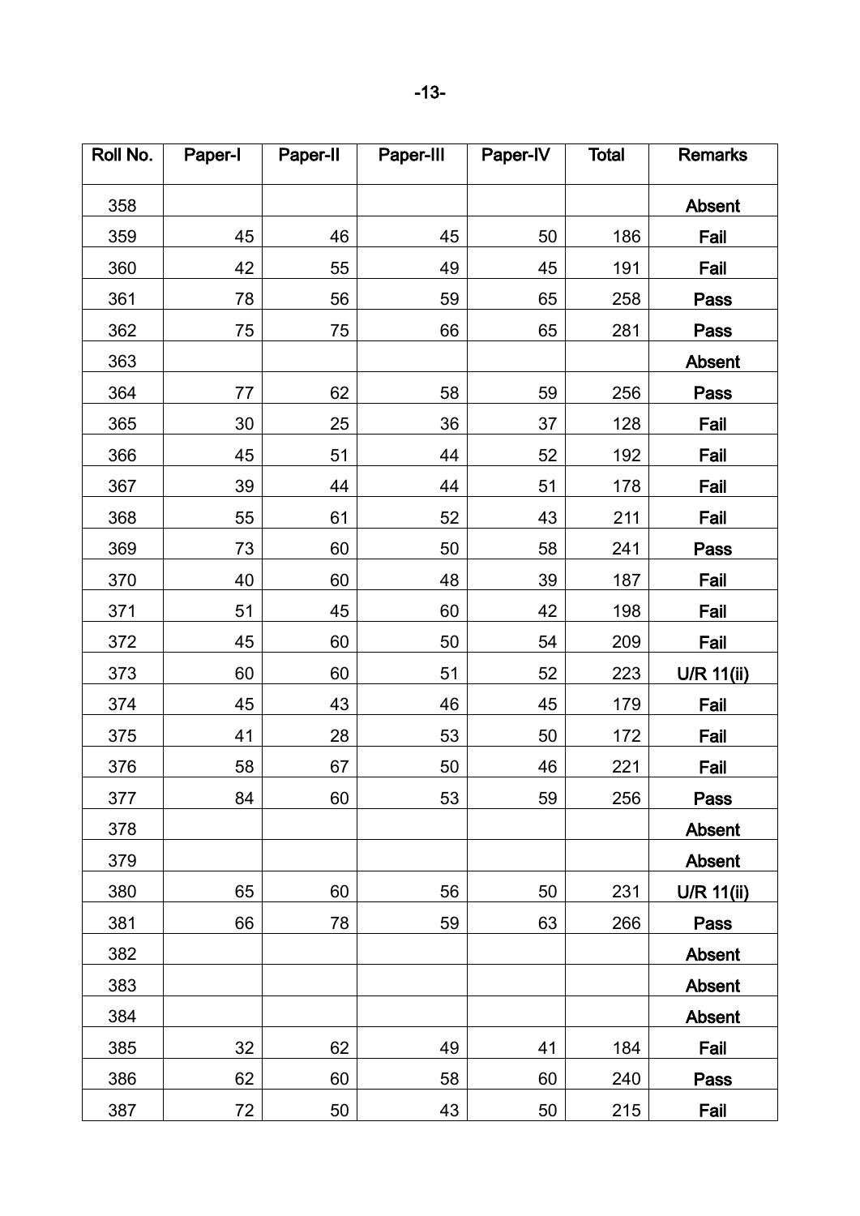| Roll No. | Paper-I | Paper-II | Paper-III | Paper-IV | Total | Remarks |
|---|---|---|---|---|---|---|
| 358 | | | | | | **Absent** |
| 359 | 45 | 46 | 45 | 50 | 186 | **Fail** |
| 360 | 42 | 55 | 49 | 45 | 191 | **Fail** |
| 361 | 78 | 56 | 59 | 65 | 258 | **Pass** |
| 362 | 75 | 75 | 66 | 65 | 281 | **Pass** |
| 363 | | | | | | **Absent** |
| 364 | 77 | 62 | 58 | 59 | 256 | **Pass** |
| 365 | 30 | 25 | 36 | 37 | 128 | **Fail** |
| 366 | 45 | 51 | 44 | 52 | 192 | **Fail** |
| 367 | 39 | 44 | 44 | 51 | 178 | **Fail** |
| 368 | 55 | 61 | 52 | 43 | 211 | **Fail** |
| 369 | 73 | 60 | 50 | 58 | 241 | **Pass** |
| 370 | 40 | 60 | 48 | 39 | 187 | **Fail** |
| 371 | 51 | 45 | 60 | 42 | 198 | **Fail** |
| 372 | 45 | 60 | 50 | 54 | 209 | **Fail** |
| 373 | 60 | 60 | 51 | 52 | 223 | **U/R 11(ii)** |
| 374 | 45 | 43 | 46 | 45 | 179 | **Fail** |
| 375 | 41 | 28 | 53 | 50 | 172 | **Fail** |
| 376 | 58 | 67 | 50 | 46 | 221 | **Fail** |
| 377 | 84 | 60 | 53 | 59 | 256 | **Pass** |
| 378 | | | | | | **Absent** |
| 379 | | | | | | **Absent** |
| 380 | 65 | 60 | 56 | 50 | 231 | **U/R 11(ii)** |
| 381 | 66 | 78 | 59 | 63 | 266 | **Pass** |
| 382 | | | | | | **Absent** |
| 383 | | | | | | **Absent** |
| 384 | | | | | | **Absent** |
| 385 | 32 | 62 | 49 | 41 | 184 | **Fail** |
| 386 | 62 | 60 | 58 | 60 | 240 | **Pass** |
| 387 | 72 | 50 | 43 | 50 | 215 | **Fail** |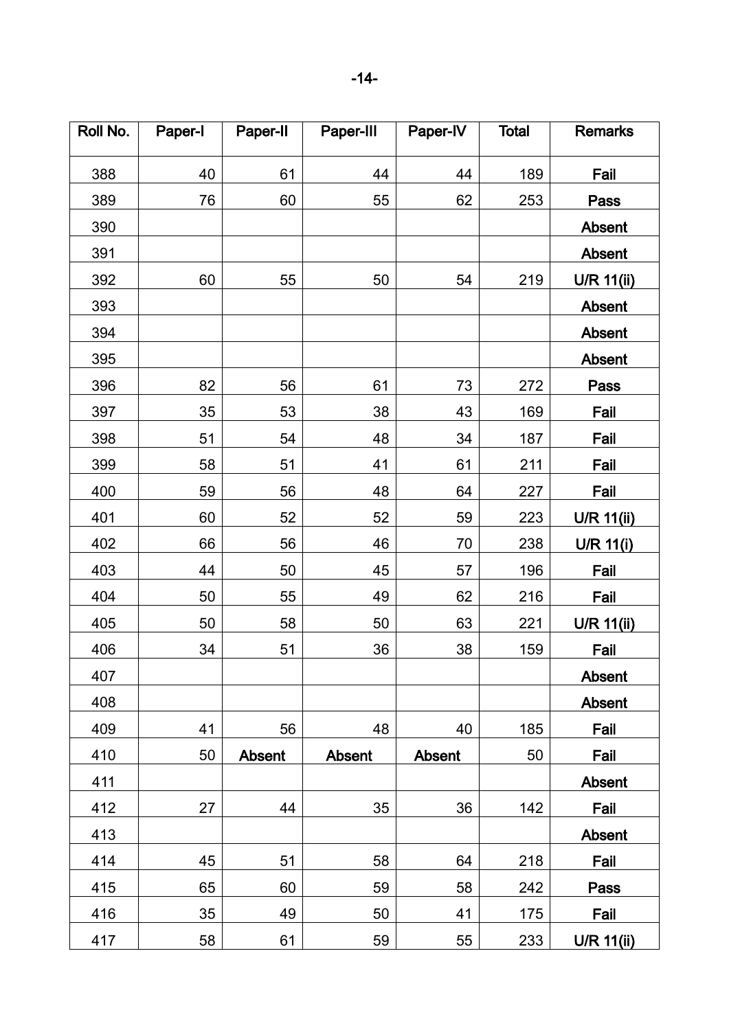| Roll No. | Paper-I | Paper-II | Paper-III | Paper-IV | Total | Remarks |
|---|---|---|---|---|---|---|
| 388 | 40 | 61 | 44 | 44 | 189 | **Fail** |
| 389 | 76 | 60 | 55 | 62 | 253 | **Pass** |
| 390 | | | | | | **Absent** |
| 391 | | | | | | **Absent** |
| 392 | 60 | 55 | 50 | 54 | 219 | **U/R 11(ii)** |
| 393 | | | | | | **Absent** |
| 394 | | | | | | **Absent** |
| 395 | | | | | | **Absent** |
| 396 | 82 | 56 | 61 | 73 | 272 | **Pass** |
| 397 | 35 | 53 | 38 | 43 | 169 | **Fail** |
| 398 | 51 | 54 | 48 | 34 | 187 | **Fail** |
| 399 | 58 | 51 | 41 | 61 | 211 | **Fail** |
| 400 | 59 | 56 | 48 | 64 | 227 | **Fail** |
| 401 | 60 | 52 | 52 | 59 | 223 | **U/R 11(ii)** |
| 402 | 66 | 56 | 46 | 70 | 238 | **U/R 11(i)** |
| 403 | 44 | 50 | 45 | 57 | 196 | **Fail** |
| 404 | 50 | 55 | 49 | 62 | 216 | **Fail** |
| 405 | 50 | 58 | 50 | 63 | 221 | **U/R 11(ii)** |
| 406 | 34 | 51 | 36 | 38 | 159 | **Fail** |
| 407 | | | | | | **Absent** |
| 408 | | | | | | **Absent** |
| 409 | 41 | 56 | 48 | 40 | 185 | **Fail** |
| 410 | 50 | **Absent** | **Absent** | **Absent** | 50 | **Fail** |
| 411 | | | | | | **Absent** |
| 412 | 27 | 44 | 35 | 36 | 142 | **Fail** |
| 413 | | | | | | **Absent** |
| 414 | 45 | 51 | 58 | 64 | 218 | **Fail** |
| 415 | 65 | 60 | 59 | 58 | 242 | **Pass** |
| 416 | 35 | 49 | 50 | 41 | 175 | **Fail** |
| 417 | 58 | 61 | 59 | 55 | 233 | **U/R 11(ii)** |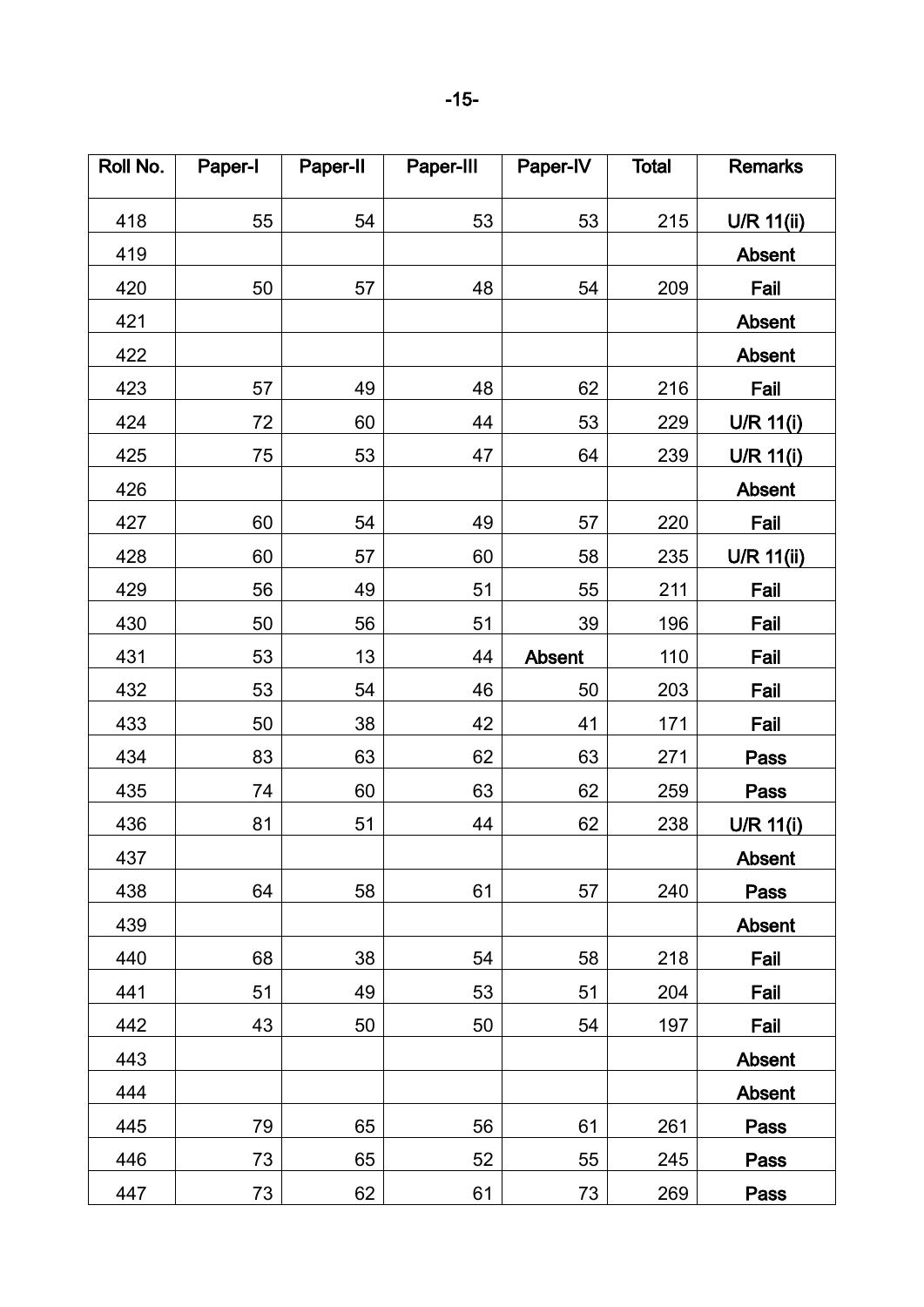| Roll No. | Paper-I | Paper-II | Paper-III | Paper-IV | Total | Remarks |
|---|---|---|---|---|---|---|
| 418 | 55 | 54 | 53 | 53 | 215 | **U/R 11(ii)** |
| 419 | | | | | | **Absent** |
| 420 | 50 | 57 | 48 | 54 | 209 | **Fail** |
| 421 | | | | | | **Absent** |
| 422 | | | | | | **Absent** |
| 423 | 57 | 49 | 48 | 62 | 216 | **Fail** |
| 424 | 72 | 60 | 44 | 53 | 229 | **U/R 11(i)** |
| 425 | 75 | 53 | 47 | 64 | 239 | **U/R 11(i)** |
| 426 | | | | | | **Absent** |
| 427 | 60 | 54 | 49 | 57 | 220 | **Fail** |
| 428 | 60 | 57 | 60 | 58 | 235 | **U/R 11(ii)** |
| 429 | 56 | 49 | 51 | 55 | 211 | **Fail** |
| 430 | 50 | 56 | 51 | 39 | 196 | **Fail** |
| 431 | 53 | 13 | 44 | **Absent** | 110 | **Fail** |
| 432 | 53 | 54 | 46 | 50 | 203 | **Fail** |
| 433 | 50 | 38 | 42 | 41 | 171 | **Fail** |
| 434 | 83 | 63 | 62 | 63 | 271 | **Pass** |
| 435 | 74 | 60 | 63 | 62 | 259 | **Pass** |
| 436 | 81 | 51 | 44 | 62 | 238 | **U/R 11(i)** |
| 437 | | | | | | **Absent** |
| 438 | 64 | 58 | 61 | 57 | 240 | **Pass** |
| 439 | | | | | | **Absent** |
| 440 | 68 | 38 | 54 | 58 | 218 | **Fail** |
| 441 | 51 | 49 | 53 | 51 | 204 | **Fail** |
| 442 | 43 | 50 | 50 | 54 | 197 | **Fail** |
| 443 | | | | | | **Absent** |
| 444 | | | | | | **Absent** |
| 445 | 79 | 65 | 56 | 61 | 261 | **Pass** |
| 446 | 73 | 65 | 52 | 55 | 245 | **Pass** |
| 447 | 73 | 62 | 61 | 73 | 269 | **Pass** |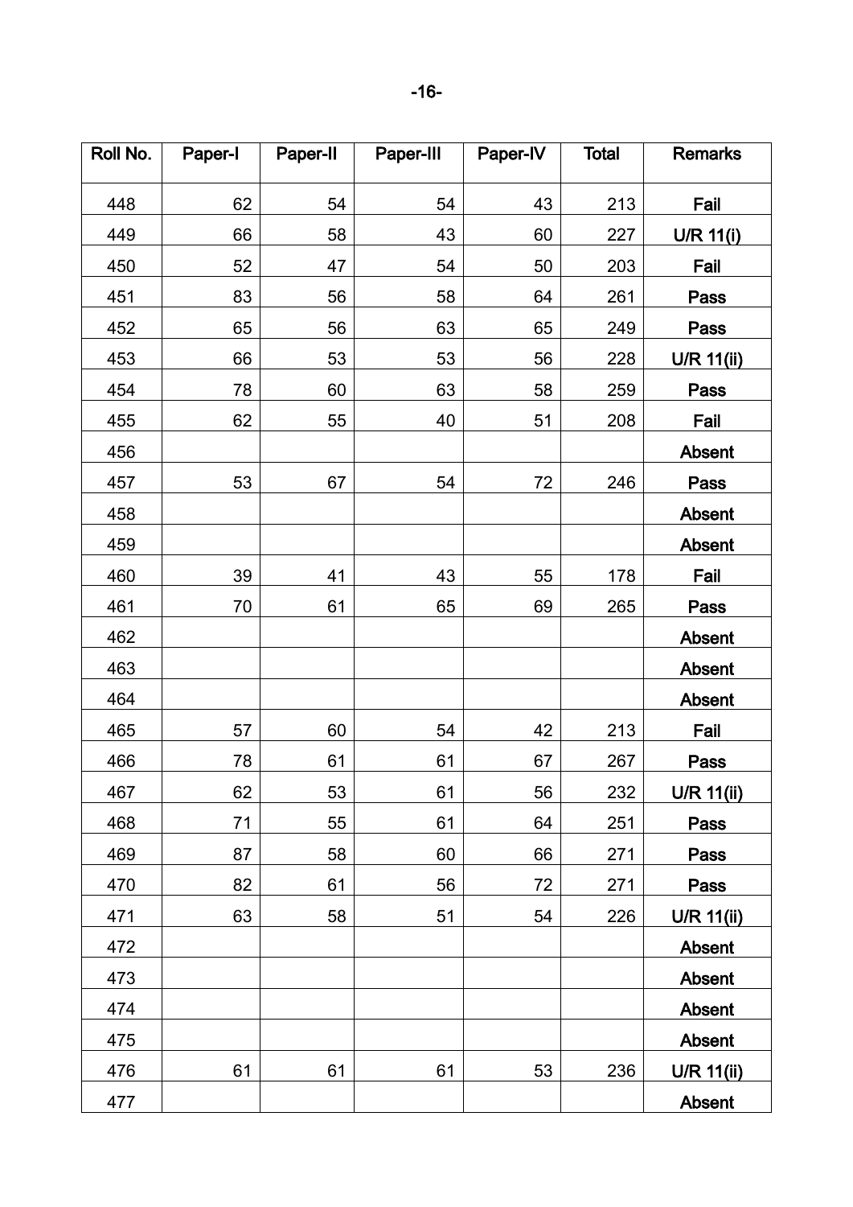| Roll No. | Paper-I | Paper-II | Paper-III | Paper-IV | Total | Remarks |
|---|---|---|---|---|---|---|
| 448 | 62 | 54 | 54 | 43 | 213 | **Fail** |
| 449 | 66 | 58 | 43 | 60 | 227 | **U/R 11(i)** |
| 450 | 52 | 47 | 54 | 50 | 203 | **Fail** |
| 451 | 83 | 56 | 58 | 64 | 261 | **Pass** |
| 452 | 65 | 56 | 63 | 65 | 249 | **Pass** |
| 453 | 66 | 53 | 53 | 56 | 228 | **U/R 11(ii)** |
| 454 | 78 | 60 | 63 | 58 | 259 | **Pass** |
| 455 | 62 | 55 | 40 | 51 | 208 | **Fail** |
| 456 | | | | | | **Absent** |
| 457 | 53 | 67 | 54 | 72 | 246 | **Pass** |
| 458 | | | | | | **Absent** |
| 459 | | | | | | **Absent** |
| 460 | 39 | 41 | 43 | 55 | 178 | **Fail** |
| 461 | 70 | 61 | 65 | 69 | 265 | **Pass** |
| 462 | | | | | | **Absent** |
| 463 | | | | | | **Absent** |
| 464 | | | | | | **Absent** |
| 465 | 57 | 60 | 54 | 42 | 213 | **Fail** |
| 466 | 78 | 61 | 61 | 67 | 267 | **Pass** |
| 467 | 62 | 53 | 61 | 56 | 232 | **U/R 11(ii)** |
| 468 | 71 | 55 | 61 | 64 | 251 | **Pass** |
| 469 | 87 | 58 | 60 | 66 | 271 | **Pass** |
| 470 | 82 | 61 | 56 | 72 | 271 | **Pass** |
| 471 | 63 | 58 | 51 | 54 | 226 | **U/R 11(ii)** |
| 472 | | | | | | **Absent** |
| 473 | | | | | | **Absent** |
| 474 | | | | | | **Absent** |
| 475 | | | | | | **Absent** |
| 476 | 61 | 61 | 61 | 53 | 236 | **U/R 11(ii)** |
| 477 | | | | | | **Absent** |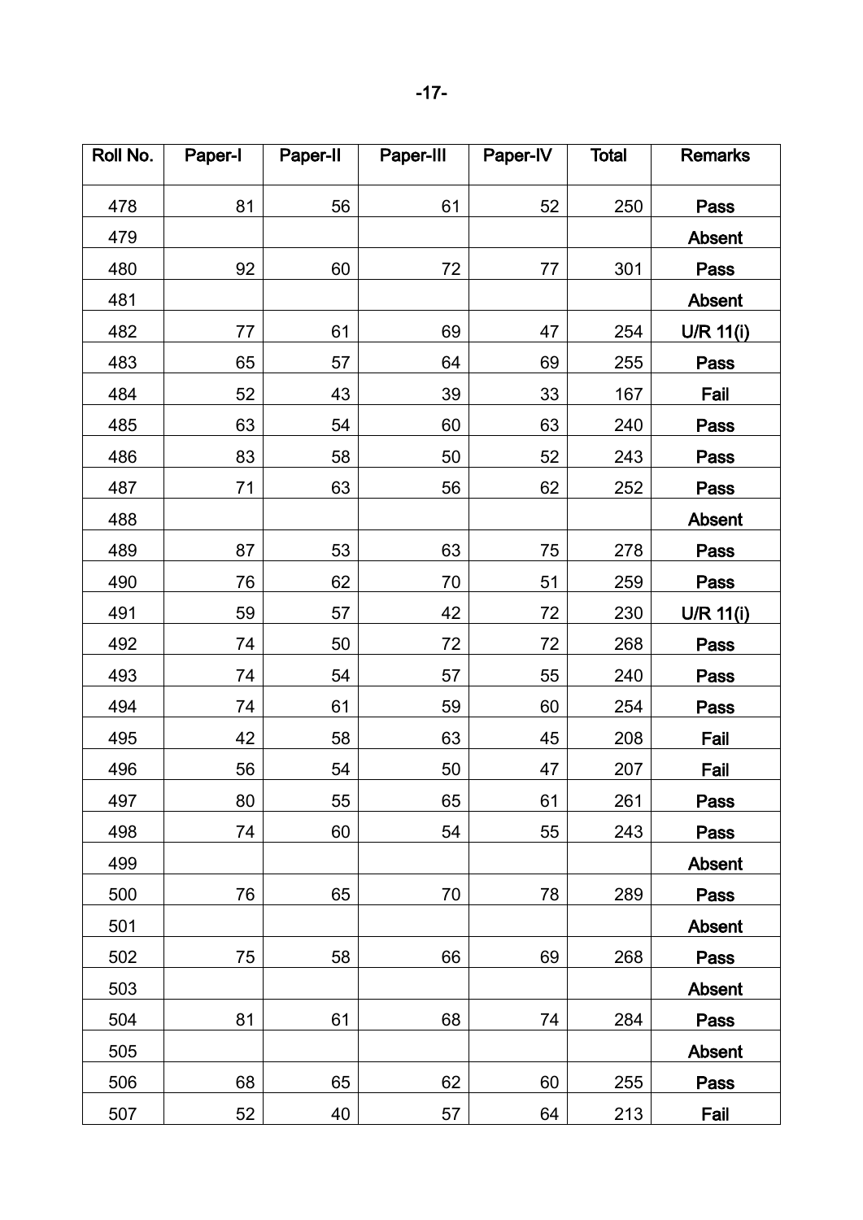| Roll No. | Paper-I | Paper-II | Paper-III | Paper-IV | Total | Remarks |
|---|---|---|---|---|---|---|
| 478 | 81 | 56 | 61 | 52 | 250 | Pass |
| 479 | | | | | | Absent |
| 480 | 92 | 60 | 72 | 77 | 301 | Pass |
| 481 | | | | | | Absent |
| 482 | 77 | 61 | 69 | 47 | 254 | U/R 11(i) |
| 483 | 65 | 57 | 64 | 69 | 255 | Pass |
| 484 | 52 | 43 | 39 | 33 | 167 | Fail |
| 485 | 63 | 54 | 60 | 63 | 240 | Pass |
| 486 | 83 | 58 | 50 | 52 | 243 | Pass |
| 487 | 71 | 63 | 56 | 62 | 252 | Pass |
| 488 | | | | | | Absent |
| 489 | 87 | 53 | 63 | 75 | 278 | Pass |
| 490 | 76 | 62 | 70 | 51 | 259 | Pass |
| 491 | 59 | 57 | 42 | 72 | 230 | U/R 11(i) |
| 492 | 74 | 50 | 72 | 72 | 268 | Pass |
| 493 | 74 | 54 | 57 | 55 | 240 | Pass |
| 494 | 74 | 61 | 59 | 60 | 254 | Pass |
| 495 | 42 | 58 | 63 | 45 | 208 | Fail |
| 496 | 56 | 54 | 50 | 47 | 207 | Fail |
| 497 | 80 | 55 | 65 | 61 | 261 | Pass |
| 498 | 74 | 60 | 54 | 55 | 243 | Pass |
| 499 | | | | | | Absent |
| 500 | 76 | 65 | 70 | 78 | 289 | Pass |
| 501 | | | | | | Absent |
| 502 | 75 | 58 | 66 | 69 | 268 | Pass |
| 503 | | | | | | Absent |
| 504 | 81 | 61 | 68 | 74 | 284 | Pass |
| 505 | | | | | | Absent |
| 506 | 68 | 65 | 62 | 60 | 255 | Pass |
| 507 | 52 | 40 | 57 | 64 | 213 | Fail |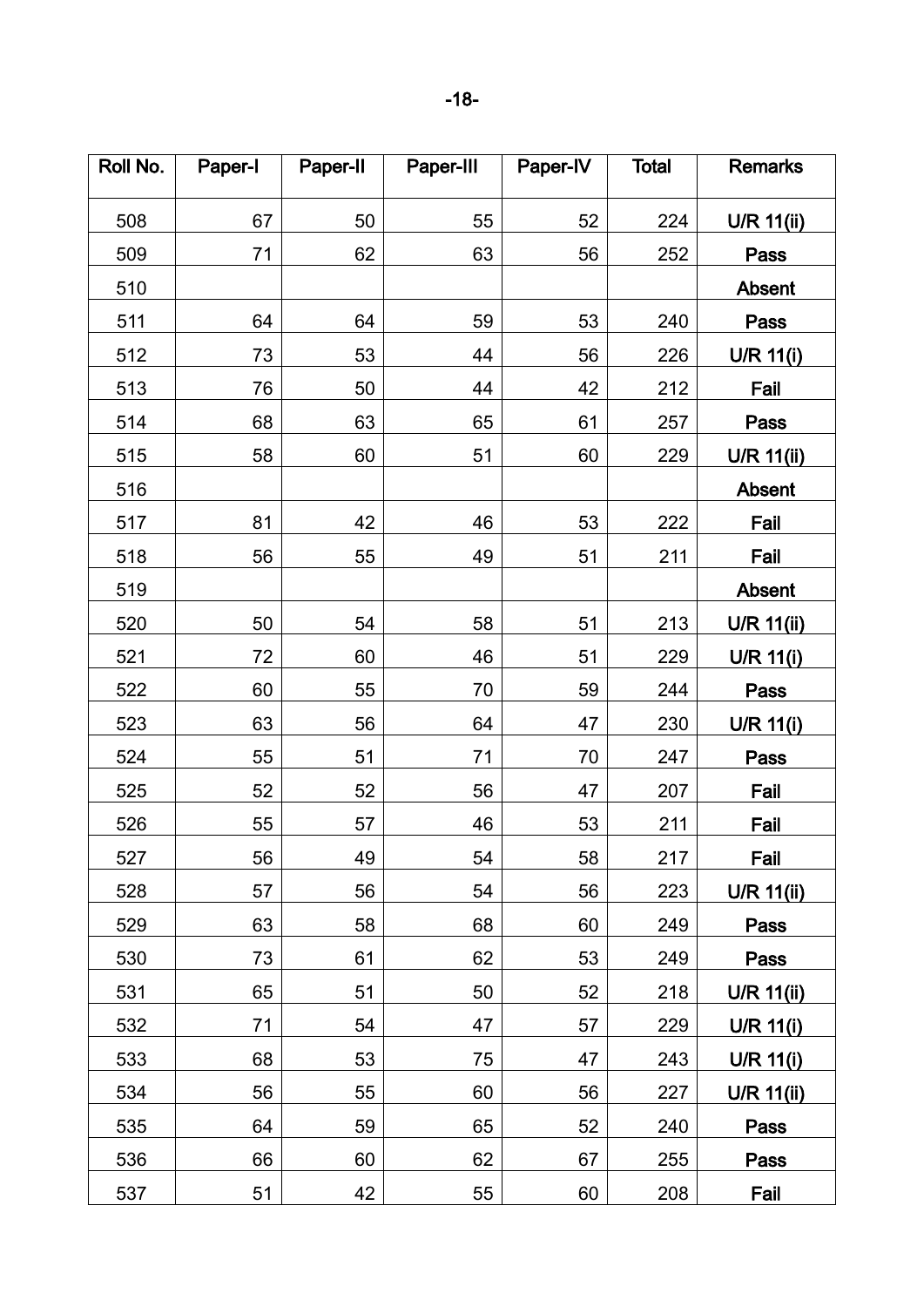| Roll No. | Paper-I | Paper-II | Paper-III | Paper-IV | Total | Remarks |
|---|---|---|---|---|---|---|
| 508 | 67 | 50 | 55 | 52 | 224 | **U/R 11(ii)** |
| 509 | 71 | 62 | 63 | 56 | 252 | **Pass** |
| 510 | | | | | | **Absent** |
| 511 | 64 | 64 | 59 | 53 | 240 | **Pass** |
| 512 | 73 | 53 | 44 | 56 | 226 | **U/R 11(i)** |
| 513 | 76 | 50 | 44 | 42 | 212 | **Fail** |
| 514 | 68 | 63 | 65 | 61 | 257 | **Pass** |
| 515 | 58 | 60 | 51 | 60 | 229 | **U/R 11(ii)** |
| 516 | | | | | | **Absent** |
| 517 | 81 | 42 | 46 | 53 | 222 | **Fail** |
| 518 | 56 | 55 | 49 | 51 | 211 | **Fail** |
| 519 | | | | | | **Absent** |
| 520 | 50 | 54 | 58 | 51 | 213 | **U/R 11(ii)** |
| 521 | 72 | 60 | 46 | 51 | 229 | **U/R 11(i)** |
| 522 | 60 | 55 | 70 | 59 | 244 | **Pass** |
| 523 | 63 | 56 | 64 | 47 | 230 | **U/R 11(i)** |
| 524 | 55 | 51 | 71 | 70 | 247 | **Pass** |
| 525 | 52 | 52 | 56 | 47 | 207 | **Fail** |
| 526 | 55 | 57 | 46 | 53 | 211 | **Fail** |
| 527 | 56 | 49 | 54 | 58 | 217 | **Fail** |
| 528 | 57 | 56 | 54 | 56 | 223 | **U/R 11(ii)** |
| 529 | 63 | 58 | 68 | 60 | 249 | **Pass** |
| 530 | 73 | 61 | 62 | 53 | 249 | **Pass** |
| 531 | 65 | 51 | 50 | 52 | 218 | **U/R 11(ii)** |
| 532 | 71 | 54 | 47 | 57 | 229 | **U/R 11(i)** |
| 533 | 68 | 53 | 75 | 47 | 243 | **U/R 11(i)** |
| 534 | 56 | 55 | 60 | 56 | 227 | **U/R 11(ii)** |
| 535 | 64 | 59 | 65 | 52 | 240 | **Pass** |
| 536 | 66 | 60 | 62 | 67 | 255 | **Pass** |
| 537 | 51 | 42 | 55 | 60 | 208 | **Fail** |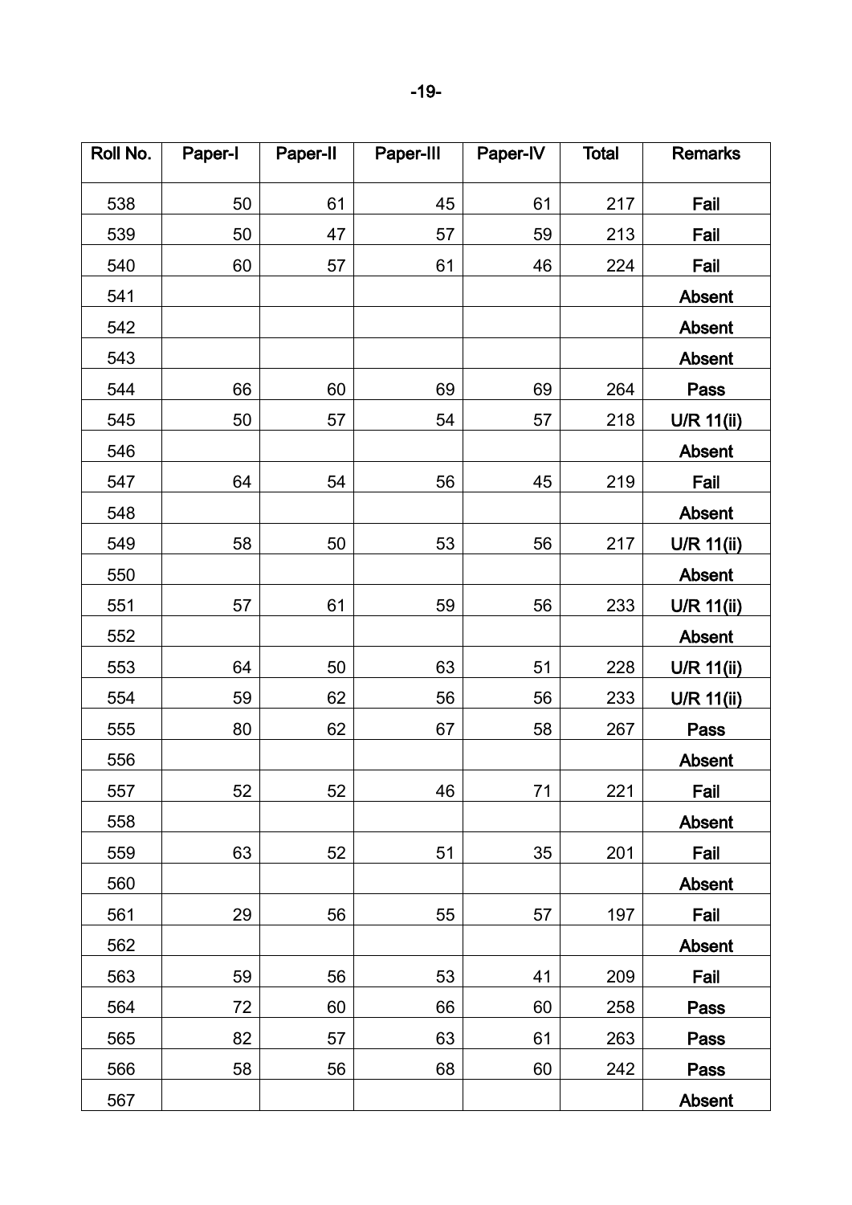| Roll No. | Paper-I | Paper-II | Paper-III | Paper-IV | Total | Remarks |
|---|---|---|---|---|---|---|
| 538 | 50 | 61 | 45 | 61 | 217 | **Fail** |
| 539 | 50 | 47 | 57 | 59 | 213 | **Fail** |
| 540 | 60 | 57 | 61 | 46 | 224 | **Fail** |
| 541 | | | | | | **Absent** |
| 542 | | | | | | **Absent** |
| 543 | | | | | | **Absent** |
| 544 | 66 | 60 | 69 | 69 | 264 | **Pass** |
| 545 | 50 | 57 | 54 | 57 | 218 | **U/R 11(ii)** |
| 546 | | | | | | **Absent** |
| 547 | 64 | 54 | 56 | 45 | 219 | **Fail** |
| 548 | | | | | | **Absent** |
| 549 | 58 | 50 | 53 | 56 | 217 | **U/R 11(ii)** |
| 550 | | | | | | **Absent** |
| 551 | 57 | 61 | 59 | 56 | 233 | **U/R 11(ii)** |
| 552 | | | | | | **Absent** |
| 553 | 64 | 50 | 63 | 51 | 228 | **U/R 11(ii)** |
| 554 | 59 | 62 | 56 | 56 | 233 | **U/R 11(ii)** |
| 555 | 80 | 62 | 67 | 58 | 267 | **Pass** |
| 556 | | | | | | **Absent** |
| 557 | 52 | 52 | 46 | 71 | 221 | **Fail** |
| 558 | | | | | | **Absent** |
| 559 | 63 | 52 | 51 | 35 | 201 | **Fail** |
| 560 | | | | | | **Absent** |
| 561 | 29 | 56 | 55 | 57 | 197 | **Fail** |
| 562 | | | | | | **Absent** |
| 563 | 59 | 56 | 53 | 41 | 209 | **Fail** |
| 564 | 72 | 60 | 66 | 60 | 258 | **Pass** |
| 565 | 82 | 57 | 63 | 61 | 263 | **Pass** |
| 566 | 58 | 56 | 68 | 60 | 242 | **Pass** |
| 567 | | | | | | **Absent** |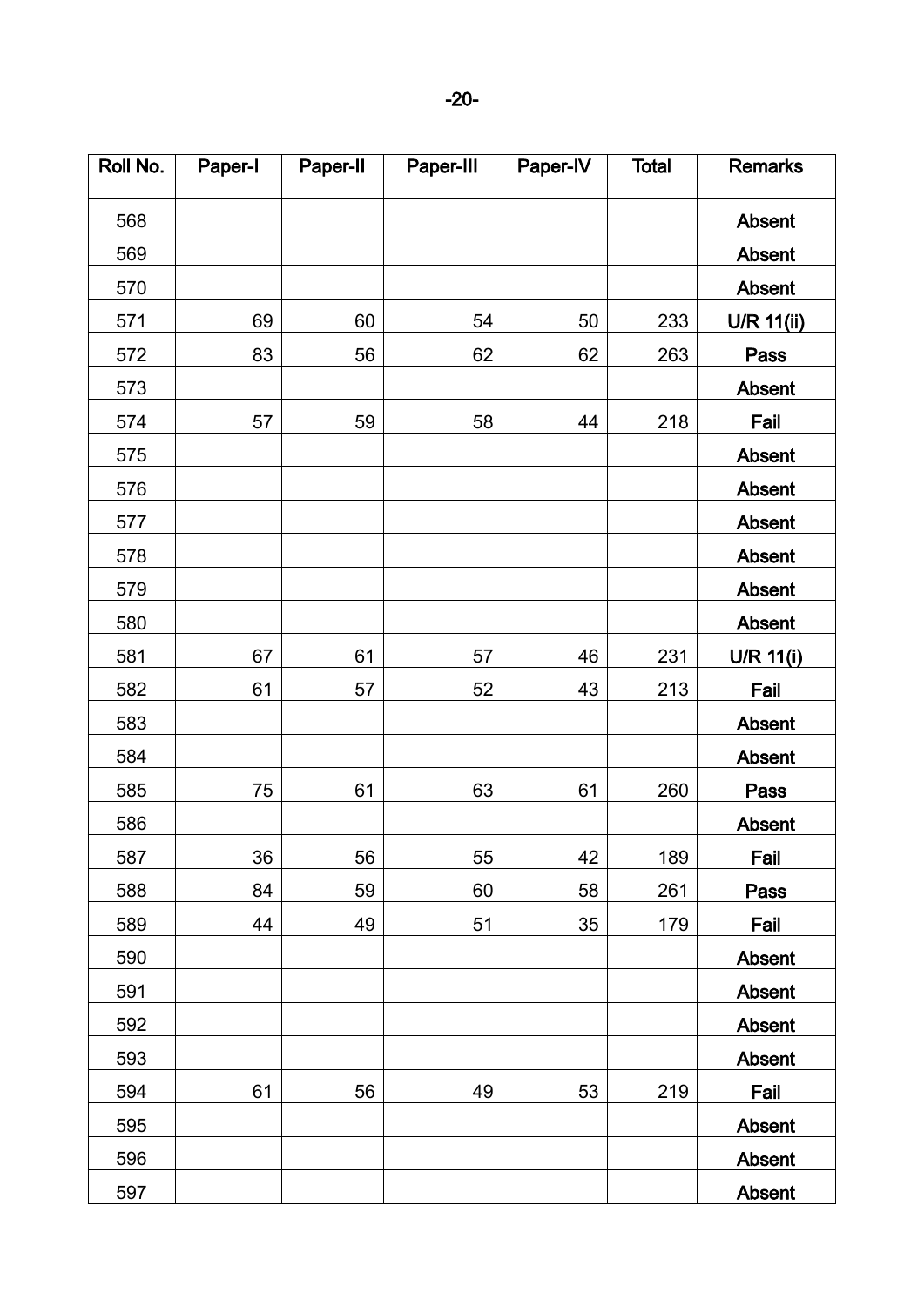| Roll No. | Paper-I | Paper-II | Paper-III | Paper-IV | Total | Remarks |
|---|---|---|---|---|---|---|
| 568 | | | | | | **Absent** |
| 569 | | | | | | **Absent** |
| 570 | | | | | | **Absent** |
| 571 | 69 | 60 | 54 | 50 | 233 | **U/R 11(ii)** |
| 572 | 83 | 56 | 62 | 62 | 263 | **Pass** |
| 573 | | | | | | **Absent** |
| 574 | 57 | 59 | 58 | 44 | 218 | **Fail** |
| 575 | | | | | | **Absent** |
| 576 | | | | | | **Absent** |
| 577 | | | | | | **Absent** |
| 578 | | | | | | **Absent** |
| 579 | | | | | | **Absent** |
| 580 | | | | | | **Absent** |
| 581 | 67 | 61 | 57 | 46 | 231 | **U/R 11(i)** |
| 582 | 61 | 57 | 52 | 43 | 213 | **Fail** |
| 583 | | | | | | **Absent** |
| 584 | | | | | | **Absent** |
| 585 | 75 | 61 | 63 | 61 | 260 | **Pass** |
| 586 | | | | | | **Absent** |
| 587 | 36 | 56 | 55 | 42 | 189 | **Fail** |
| 588 | 84 | 59 | 60 | 58 | 261 | **Pass** |
| 589 | 44 | 49 | 51 | 35 | 179 | **Fail** |
| 590 | | | | | | **Absent** |
| 591 | | | | | | **Absent** |
| 592 | | | | | | **Absent** |
| 593 | | | | | | **Absent** |
| 594 | 61 | 56 | 49 | 53 | 219 | **Fail** |
| 595 | | | | | | **Absent** |
| 596 | | | | | | **Absent** |
| 597 | | | | | | **Absent** |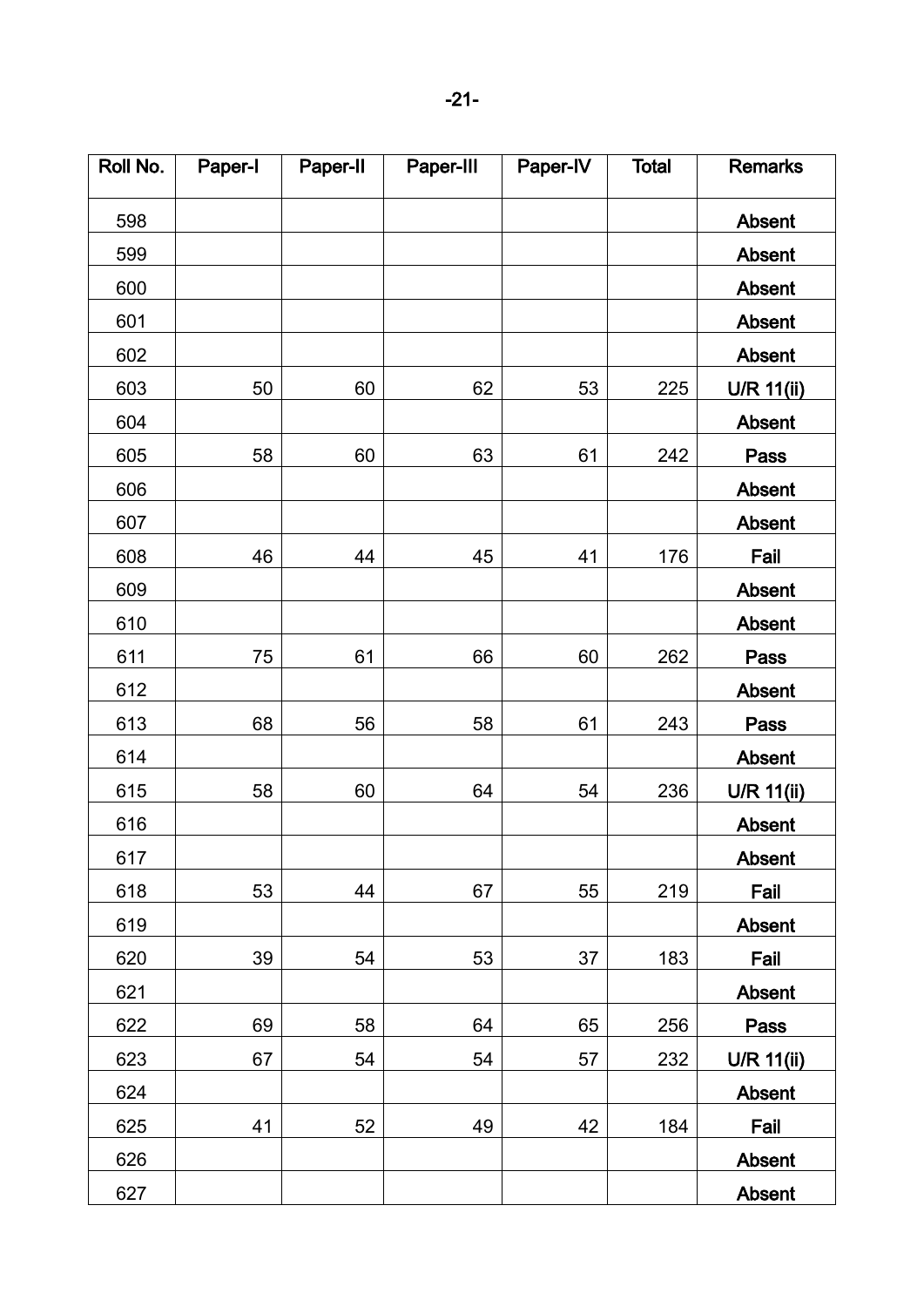| Roll No. | Paper-I | Paper-II | Paper-III | Paper-IV | Total | Remarks |
|---|---|---|---|---|---|---|
| 598 | | | | | | **Absent** |
| 599 | | | | | | **Absent** |
| 600 | | | | | | **Absent** |
| 601 | | | | | | **Absent** |
| 602 | | | | | | **Absent** |
| 603 | 50 | 60 | 62 | 53 | 225 | **U/R 11(ii)** |
| 604 | | | | | | **Absent** |
| 605 | 58 | 60 | 63 | 61 | 242 | **Pass** |
| 606 | | | | | | **Absent** |
| 607 | | | | | | **Absent** |
| 608 | 46 | 44 | 45 | 41 | 176 | **Fail** |
| 609 | | | | | | **Absent** |
| 610 | | | | | | **Absent** |
| 611 | 75 | 61 | 66 | 60 | 262 | **Pass** |
| 612 | | | | | | **Absent** |
| 613 | 68 | 56 | 58 | 61 | 243 | **Pass** |
| 614 | | | | | | **Absent** |
| 615 | 58 | 60 | 64 | 54 | 236 | **U/R 11(ii)** |
| 616 | | | | | | **Absent** |
| 617 | | | | | | **Absent** |
| 618 | 53 | 44 | 67 | 55 | 219 | **Fail** |
| 619 | | | | | | **Absent** |
| 620 | 39 | 54 | 53 | 37 | 183 | **Fail** |
| 621 | | | | | | **Absent** |
| 622 | 69 | 58 | 64 | 65 | 256 | **Pass** |
| 623 | 67 | 54 | 54 | 57 | 232 | **U/R 11(ii)** |
| 624 | | | | | | **Absent** |
| 625 | 41 | 52 | 49 | 42 | 184 | **Fail** |
| 626 | | | | | | **Absent** |
| 627 | | | | | | **Absent** |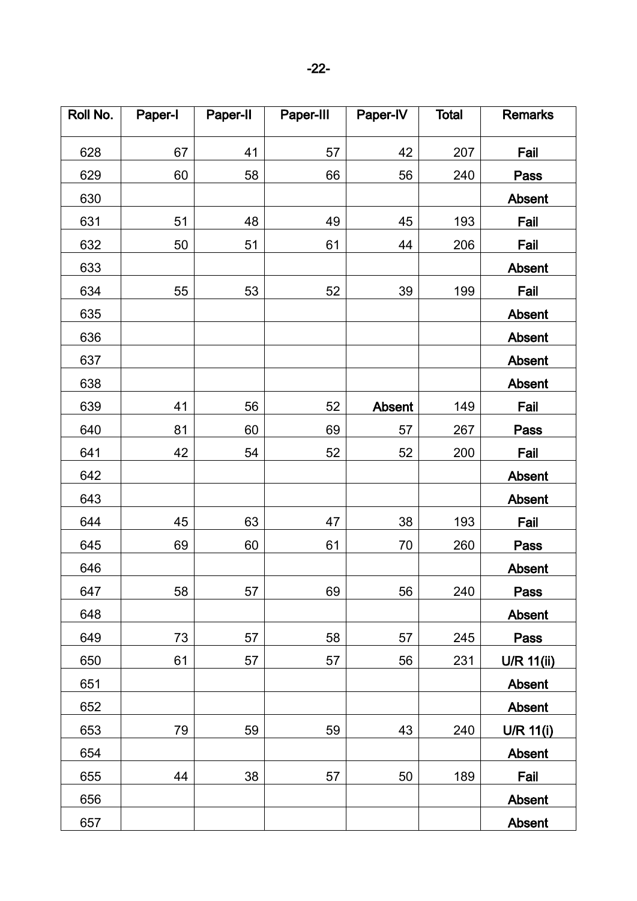| Roll No. | Paper-I | Paper-II | Paper-III | Paper-IV | Total | Remarks |
|---|---|---|---|---|---|---|
| 628 | 67 | 41 | 57 | 42 | 207 | **Fail** |
| 629 | 60 | 58 | 66 | 56 | 240 | **Pass** |
| 630 | | | | | | **Absent** |
| 631 | 51 | 48 | 49 | 45 | 193 | **Fail** |
| 632 | 50 | 51 | 61 | 44 | 206 | **Fail** |
| 633 | | | | | | **Absent** |
| 634 | 55 | 53 | 52 | 39 | 199 | **Fail** |
| 635 | | | | | | **Absent** |
| 636 | | | | | | **Absent** |
| 637 | | | | | | **Absent** |
| 638 | | | | | | **Absent** |
| 639 | 41 | 56 | 52 | **Absent** | 149 | **Fail** |
| 640 | 81 | 60 | 69 | 57 | 267 | **Pass** |
| 641 | 42 | 54 | 52 | 52 | 200 | **Fail** |
| 642 | | | | | | **Absent** |
| 643 | | | | | | **Absent** |
| 644 | 45 | 63 | 47 | 38 | 193 | **Fail** |
| 645 | 69 | 60 | 61 | 70 | 260 | **Pass** |
| 646 | | | | | | **Absent** |
| 647 | 58 | 57 | 69 | 56 | 240 | **Pass** |
| 648 | | | | | | **Absent** |
| 649 | 73 | 57 | 58 | 57 | 245 | **Pass** |
| 650 | 61 | 57 | 57 | 56 | 231 | **U/R 11(ii)** |
| 651 | | | | | | **Absent** |
| 652 | | | | | | **Absent** |
| 653 | 79 | 59 | 59 | 43 | 240 | **U/R 11(i)** |
| 654 | | | | | | **Absent** |
| 655 | 44 | 38 | 57 | 50 | 189 | **Fail** |
| 656 | | | | | | **Absent** |
| 657 | | | | | | **Absent** |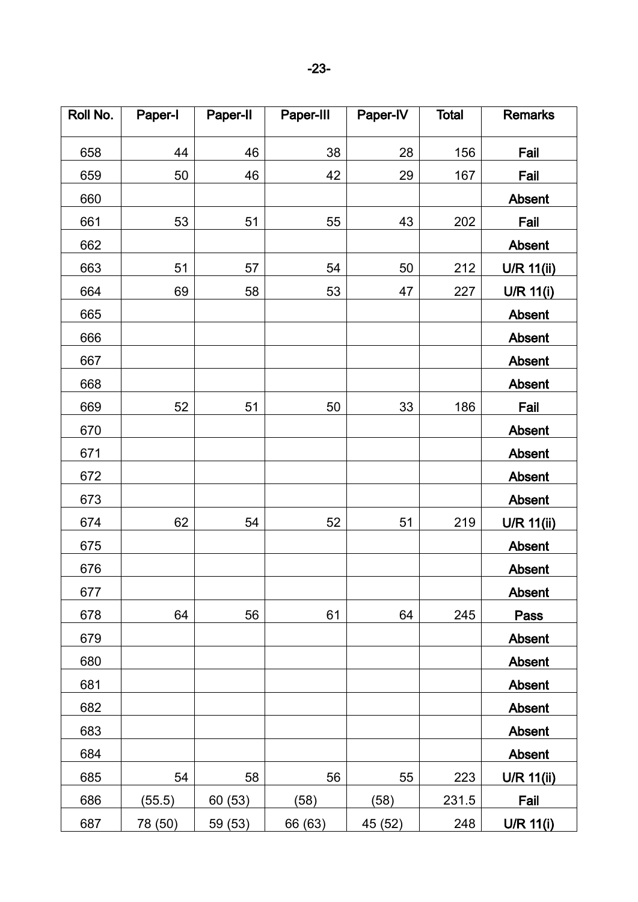| Roll No. | Paper-I | Paper-II | Paper-III | Paper-IV | Total | Remarks |
|---|---|---|---|---|---|---|
| 658 | 44 | 46 | 38 | 28 | 156 | **Fail** |
| 659 | 50 | 46 | 42 | 29 | 167 | **Fail** |
| 660 | | | | | | **Absent** |
| 661 | 53 | 51 | 55 | 43 | 202 | **Fail** |
| 662 | | | | | | **Absent** |
| 663 | 51 | 57 | 54 | 50 | 212 | **U/R 11(ii)** |
| 664 | 69 | 58 | 53 | 47 | 227 | **U/R 11(i)** |
| 665 | | | | | | **Absent** |
| 666 | | | | | | **Absent** |
| 667 | | | | | | **Absent** |
| 668 | | | | | | **Absent** |
| 669 | 52 | 51 | 50 | 33 | 186 | **Fail** |
| 670 | | | | | | **Absent** |
| 671 | | | | | | **Absent** |
| 672 | | | | | | **Absent** |
| 673 | | | | | | **Absent** |
| 674 | 62 | 54 | 52 | 51 | 219 | **U/R 11(ii)** |
| 675 | | | | | | **Absent** |
| 676 | | | | | | **Absent** |
| 677 | | | | | | **Absent** |
| 678 | 64 | 56 | 61 | 64 | 245 | **Pass** |
| 679 | | | | | | **Absent** |
| 680 | | | | | | **Absent** |
| 681 | | | | | | **Absent** |
| 682 | | | | | | **Absent** |
| 683 | | | | | | **Absent** |
| 684 | | | | | | **Absent** |
| 685 | 54 | 58 | 56 | 55 | 223 | **U/R 11(ii)** |
| 686 | (55.5) | 60 (53) | (58) | (58) | 231.5 | **Fail** |
| 687 | 78 (50) | 59 (53) | 66 (63) | 45 (52) | 248 | **U/R 11(i)** |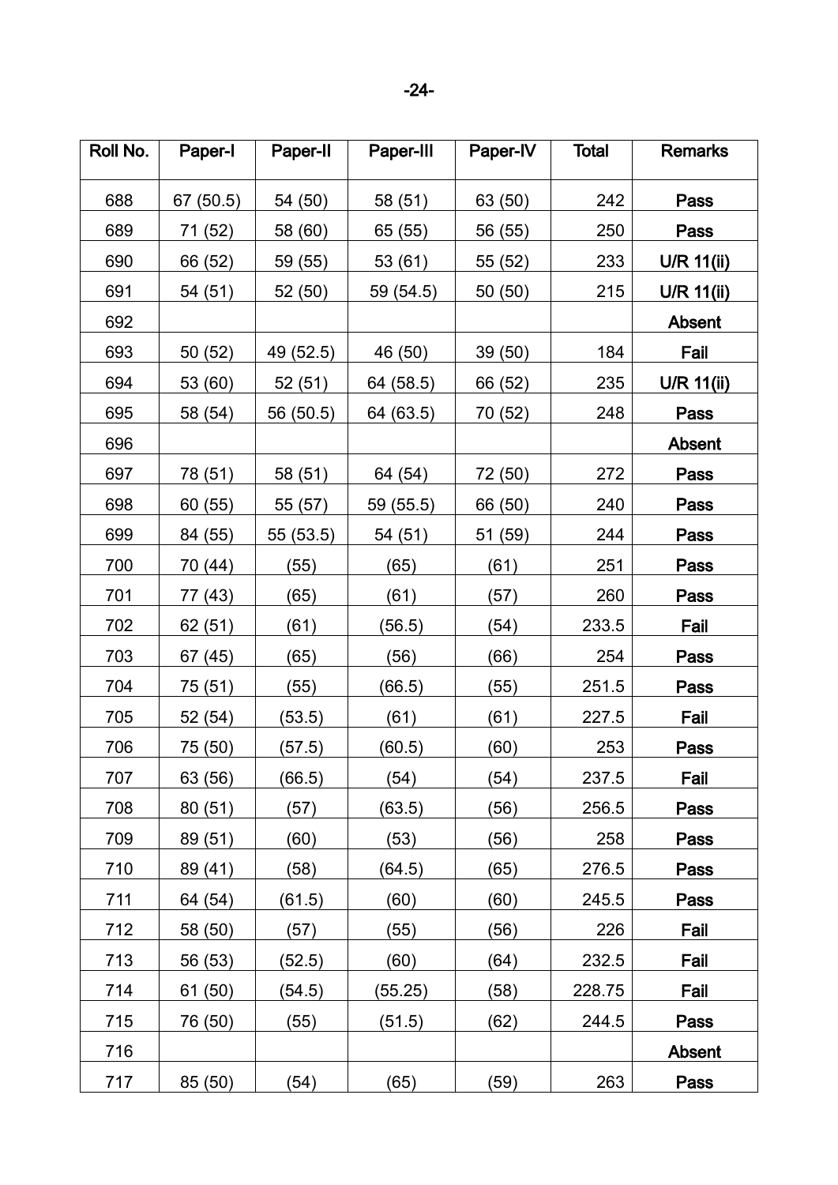| Roll No. | Paper-I | Paper-II | Paper-III | Paper-IV | Total | Remarks |
|---|---|---|---|---|---|---|
| 688 | 67 (50.5) | 54 (50) | 58 (51) | 63 (50) | 242 | **Pass** |
| 689 | 71 (52) | 58 (60) | 65 (55) | 56 (55) | 250 | **Pass** |
| 690 | 66 (52) | 59 (55) | 53 (61) | 55 (52) | 233 | **U/R 11(ii)** |
| 691 | 54 (51) | 52 (50) | 59 (54.5) | 50 (50) | 215 | **U/R 11(ii)** |
| 692 | | | | | | **Absent** |
| 693 | 50 (52) | 49 (52.5) | 46 (50) | 39 (50) | 184 | **Fail** |
| 694 | 53 (60) | 52 (51) | 64 (58.5) | 66 (52) | 235 | **U/R 11(ii)** |
| 695 | 58 (54) | 56 (50.5) | 64 (63.5) | 70 (52) | 248 | **Pass** |
| 696 | | | | | | **Absent** |
| 697 | 78 (51) | 58 (51) | 64 (54) | 72 (50) | 272 | **Pass** |
| 698 | 60 (55) | 55 (57) | 59 (55.5) | 66 (50) | 240 | **Pass** |
| 699 | 84 (55) | 55 (53.5) | 54 (51) | 51 (59) | 244 | **Pass** |
| 700 | 70 (44) | (55) | (65) | (61) | 251 | **Pass** |
| 701 | 77 (43) | (65) | (61) | (57) | 260 | **Pass** |
| 702 | 62 (51) | (61) | (56.5) | (54) | 233.5 | **Fail** |
| 703 | 67 (45) | (65) | (56) | (66) | 254 | **Pass** |
| 704 | 75 (51) | (55) | (66.5) | (55) | 251.5 | **Pass** |
| 705 | 52 (54) | (53.5) | (61) | (61) | 227.5 | **Fail** |
| 706 | 75 (50) | (57.5) | (60.5) | (60) | 253 | **Pass** |
| 707 | 63 (56) | (66.5) | (54) | (54) | 237.5 | **Fail** |
| 708 | 80 (51) | (57) | (63.5) | (56) | 256.5 | **Pass** |
| 709 | 89 (51) | (60) | (53) | (56) | 258 | **Pass** |
| 710 | 89 (41) | (58) | (64.5) | (65) | 276.5 | **Pass** |
| 711 | 64 (54) | (61.5) | (60) | (60) | 245.5 | **Pass** |
| 712 | 58 (50) | (57) | (55) | (56) | 226 | **Fail** |
| 713 | 56 (53) | (52.5) | (60) | (64) | 232.5 | **Fail** |
| 714 | 61 (50) | (54.5) | (55.25) | (58) | 228.75 | **Fail** |
| 715 | 76 (50) | (55) | (51.5) | (62) | 244.5 | **Pass** |
| 716 | | | | | | **Absent** |
| 717 | 85 (50) | (54) | (65) | (59) | 263 | **Pass** |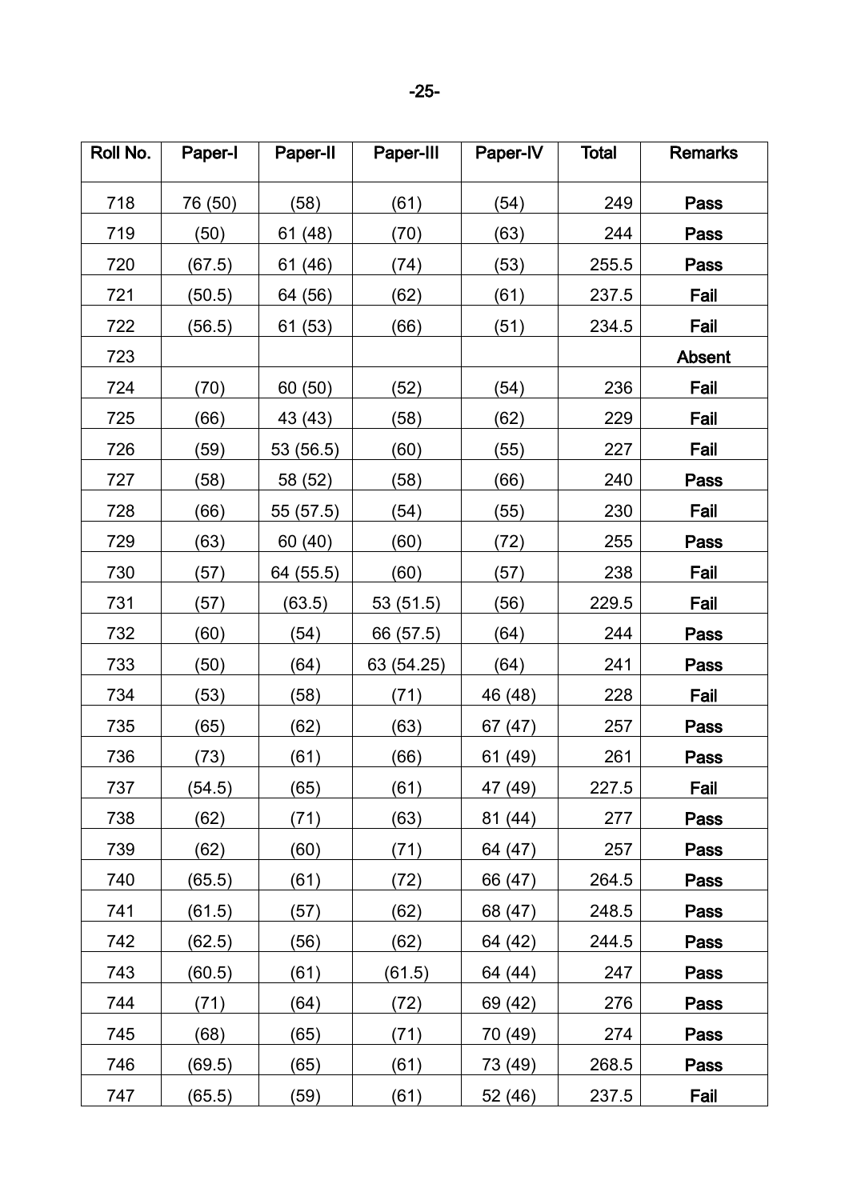| Roll No. | Paper-I | Paper-II | Paper-III | Paper-IV | Total | Remarks |
|---|---|---|---|---|---|---|
| 718 | 76 (50) | (58) | (61) | (54) | 249 | **Pass** |
| 719 | (50) | 61 (48) | (70) | (63) | 244 | **Pass** |
| 720 | (67.5) | 61 (46) | (74) | (53) | 255.5 | **Pass** |
| 721 | (50.5) | 64 (56) | (62) | (61) | 237.5 | **Fail** |
| 722 | (56.5) | 61 (53) | (66) | (51) | 234.5 | **Fail** |
| 723 | | | | | | **Absent** |
| 724 | (70) | 60 (50) | (52) | (54) | 236 | **Fail** |
| 725 | (66) | 43 (43) | (58) | (62) | 229 | **Fail** |
| 726 | (59) | 53 (56.5) | (60) | (55) | 227 | **Fail** |
| 727 | (58) | 58 (52) | (58) | (66) | 240 | **Pass** |
| 728 | (66) | 55 (57.5) | (54) | (55) | 230 | **Fail** |
| 729 | (63) | 60 (40) | (60) | (72) | 255 | **Pass** |
| 730 | (57) | 64 (55.5) | (60) | (57) | 238 | **Fail** |
| 731 | (57) | (63.5) | 53 (51.5) | (56) | 229.5 | **Fail** |
| 732 | (60) | (54) | 66 (57.5) | (64) | 244 | **Pass** |
| 733 | (50) | (64) | 63 (54.25) | (64) | 241 | **Pass** |
| 734 | (53) | (58) | (71) | 46 (48) | 228 | **Fail** |
| 735 | (65) | (62) | (63) | 67 (47) | 257 | **Pass** |
| 736 | (73) | (61) | (66) | 61 (49) | 261 | **Pass** |
| 737 | (54.5) | (65) | (61) | 47 (49) | 227.5 | **Fail** |
| 738 | (62) | (71) | (63) | 81 (44) | 277 | **Pass** |
| 739 | (62) | (60) | (71) | 64 (47) | 257 | **Pass** |
| 740 | (65.5) | (61) | (72) | 66 (47) | 264.5 | **Pass** |
| 741 | (61.5) | (57) | (62) | 68 (47) | 248.5 | **Pass** |
| 742 | (62.5) | (56) | (62) | 64 (42) | 244.5 | **Pass** |
| 743 | (60.5) | (61) | (61.5) | 64 (44) | 247 | **Pass** |
| 744 | (71) | (64) | (72) | 69 (42) | 276 | **Pass** |
| 745 | (68) | (65) | (71) | 70 (49) | 274 | **Pass** |
| 746 | (69.5) | (65) | (61) | 73 (49) | 268.5 | **Pass** |
| 747 | (65.5) | (59) | (61) | 52 (46) | 237.5 | **Fail** |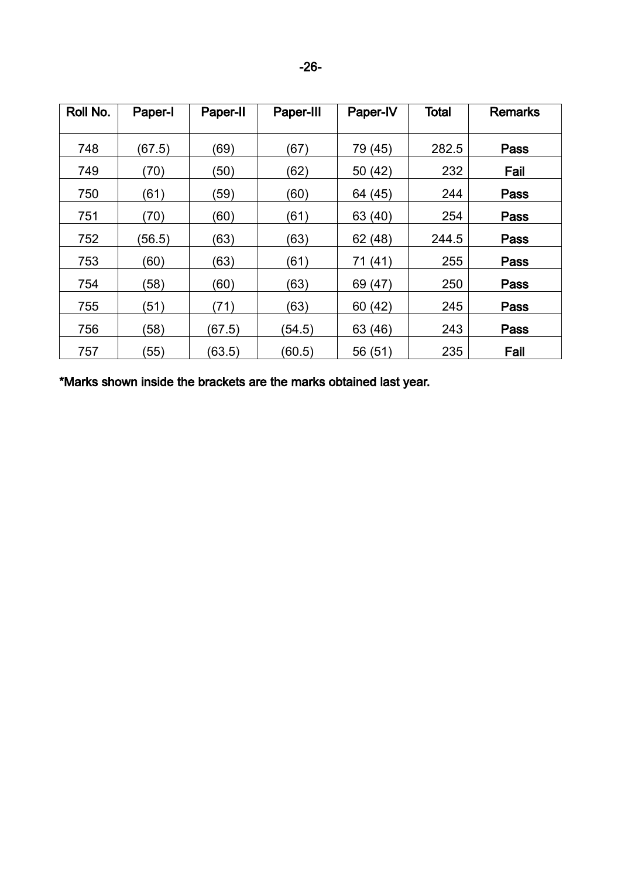| Roll No. | Paper-I | Paper-II | Paper-III | Paper-IV | Total | Remarks |
|---|---|---|---|---|---|---|
| 748 | (67.5) | (69) | (67) | 79 (45) | 282.5 | **Pass** |
| 749 | (70) | (50) | (62) | 50 (42) | 232 | **Fail** |
| 750 | (61) | (59) | (60) | 64 (45) | 244 | **Pass** |
| 751 | (70) | (60) | (61) | 63 (40) | 254 | **Pass** |
| 752 | (56.5) | (63) | (63) | 62 (48) | 244.5 | **Pass** |
| 753 | (60) | (63) | (61) | 71 (41) | 255 | **Pass** |
| 754 | (58) | (60) | (63) | 69 (47) | 250 | **Pass** |
| 755 | (51) | (71) | (63) | 60 (42) | 245 | **Pass** |
| 756 | (58) | (67.5) | (54.5) | 63 (46) | 243 | **Pass** |
| 757 | (55) | (63.5) | (60.5) | 56 (51) | 235 | **Fail** |

**\*Marks shown inside the brackets are the marks obtained last year.**